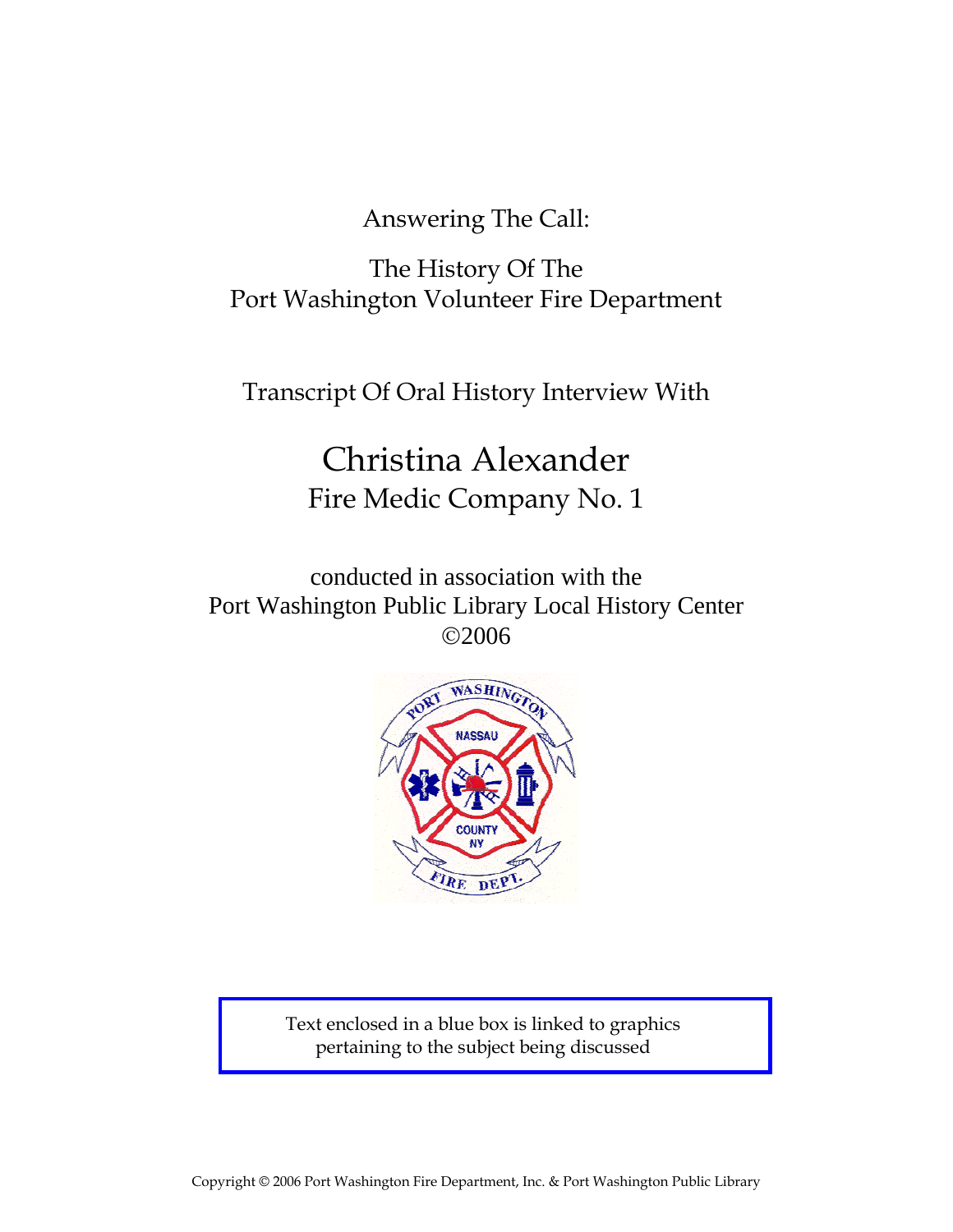Answering The Call:

The History Of The
Port Washington Volunteer Fire Department

Transcript Of Oral History Interview With

# Christina Alexander

## Fire Medic Company No. 1

conducted in association with the
Port Washington Public Library Local History Center
©2006

Text enclosed in a blue box is linked to graphics pertaining to the subject being discussed

Copyright © 2006 Port Washington Fire Department, Inc. & Port Washington Public Library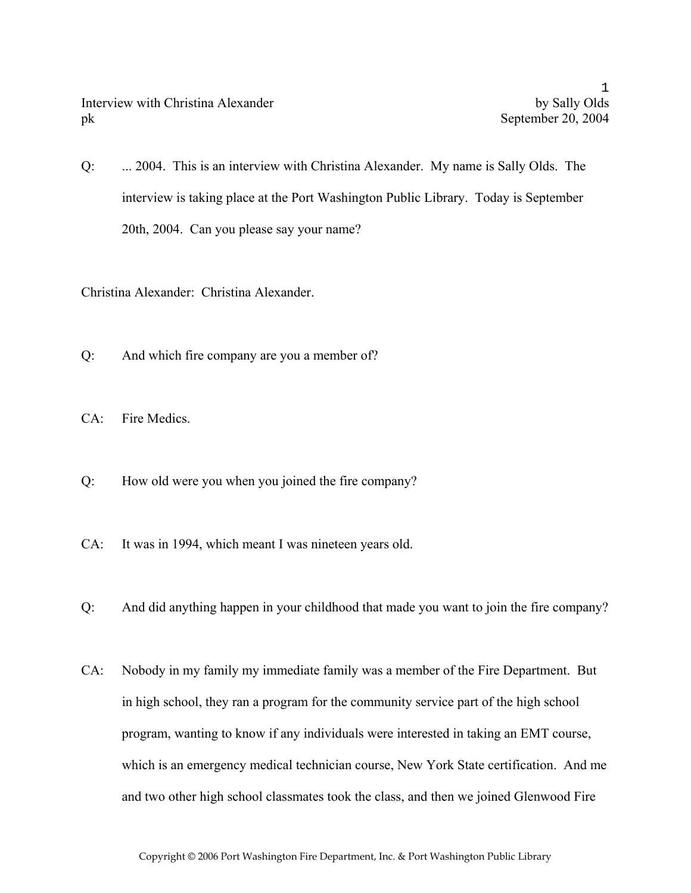Interview with Christina Alexander by Sally Olds
pk September 20, 2004

Q: ... 2004. This is an interview with Christina Alexander. My name is Sally Olds. The interview is taking place at the Port Washington Public Library. Today is September 20th, 2004. Can you please say your name?

Christina Alexander: Christina Alexander.

Q: And which fire company are you a member of?

CA: Fire Medics.

Q: How old were you when you joined the fire company?

CA: It was in 1994, which meant I was nineteen years old.

Q: And did anything happen in your childhood that made you want to join the fire company?

CA: Nobody in my family my immediate family was a member of the Fire Department. But in high school, they ran a program for the community service part of the high school program, wanting to know if any individuals were interested in taking an EMT course, which is an emergency medical technician course, New York State certification. And me and two other high school classmates took the class, and then we joined Glenwood Fire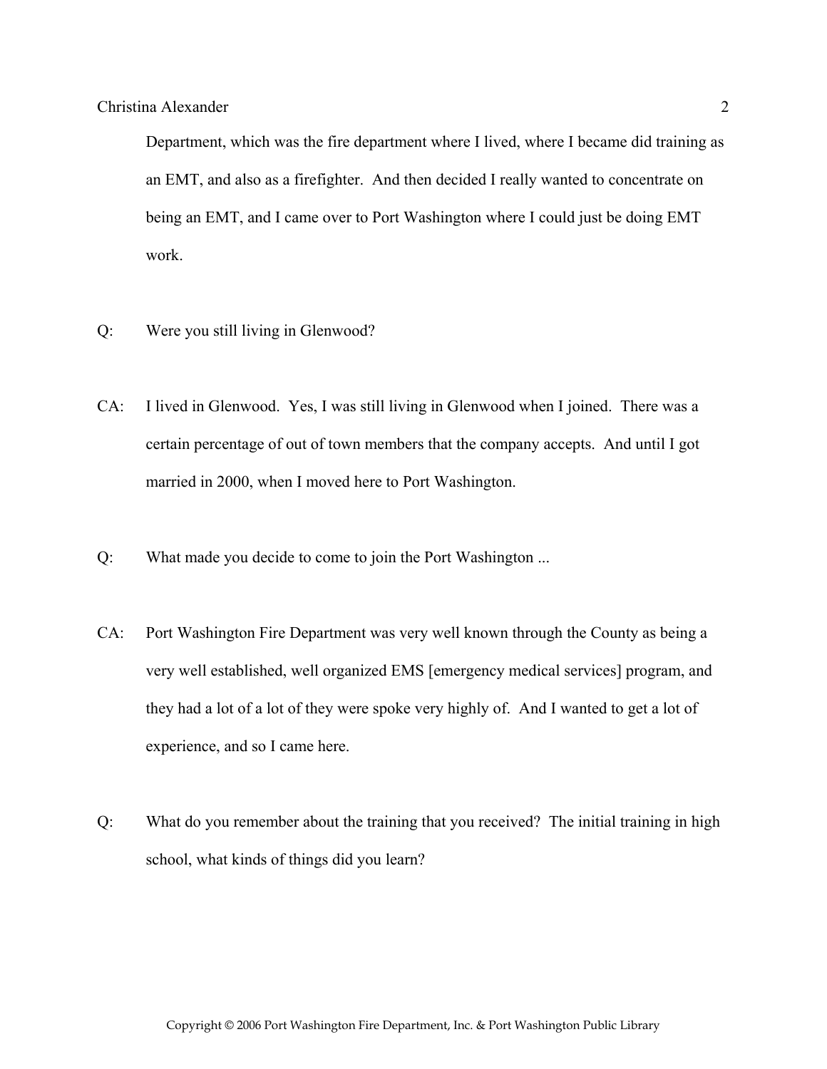Department, which was the fire department where I lived, where I became did training as an EMT, and also as a firefighter. And then decided I really wanted to concentrate on being an EMT, and I came over to Port Washington where I could just be doing EMT work.

Q: Were you still living in Glenwood?

CA: I lived in Glenwood. Yes, I was still living in Glenwood when I joined. There was a certain percentage of out of town members that the company accepts. And until I got married in 2000, when I moved here to Port Washington.

Q: What made you decide to come to join the Port Washington ...

CA: Port Washington Fire Department was very well known through the County as being a very well established, well organized EMS [emergency medical services] program, and they had a lot of a lot of they were spoke very highly of. And I wanted to get a lot of experience, and so I came here.

Q: What do you remember about the training that you received? The initial training in high school, what kinds of things did you learn?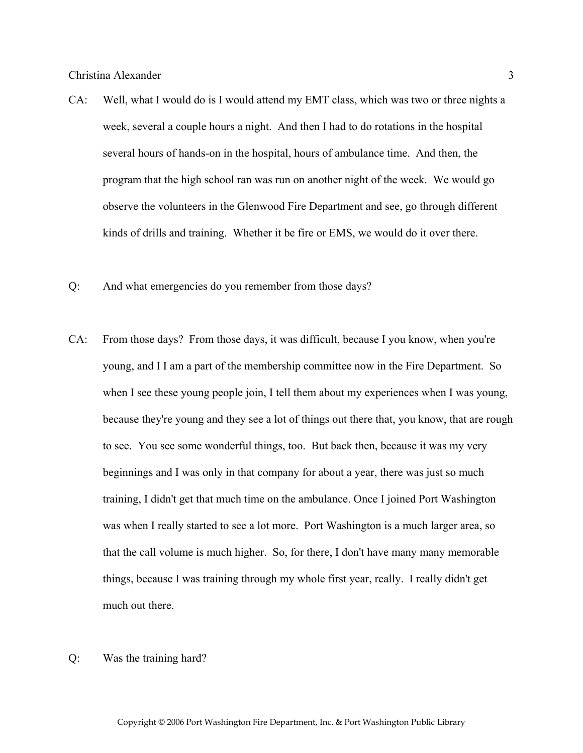CA: Well, what I would do is I would attend my EMT class, which was two or three nights a week, several a couple hours a night. And then I had to do rotations in the hospital several hours of hands-on in the hospital, hours of ambulance time. And then, the program that the high school ran was run on another night of the week. We would go observe the volunteers in the Glenwood Fire Department and see, go through different kinds of drills and training. Whether it be fire or EMS, we would do it over there.

Q: And what emergencies do you remember from those days?

CA: From those days? From those days, it was difficult, because I you know, when you're young, and I I am a part of the membership committee now in the Fire Department. So when I see these young people join, I tell them about my experiences when I was young, because they're young and they see a lot of things out there that, you know, that are rough to see. You see some wonderful things, too. But back then, because it was my very beginnings and I was only in that company for about a year, there was just so much training, I didn't get that much time on the ambulance. Once I joined Port Washington was when I really started to see a lot more. Port Washington is a much larger area, so that the call volume is much higher. So, for there, I don't have many many memorable things, because I was training through my whole first year, really. I really didn't get much out there.

Q: Was the training hard?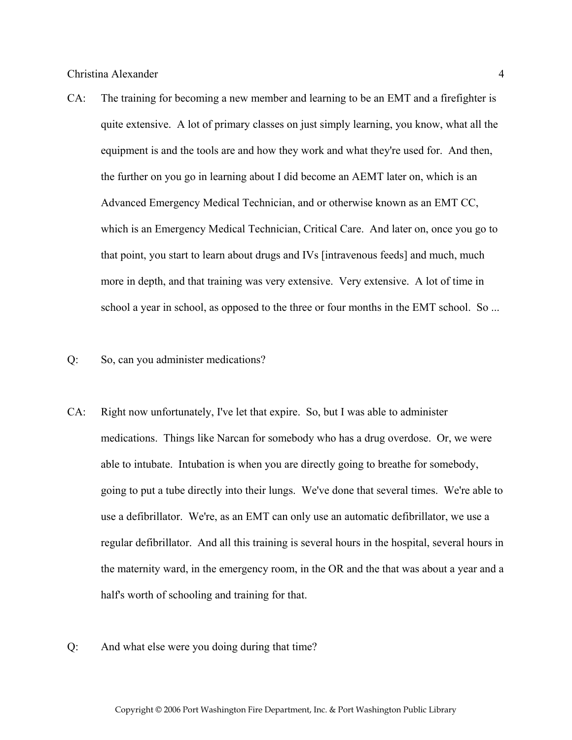CA: The training for becoming a new member and learning to be an EMT and a firefighter is quite extensive. A lot of primary classes on just simply learning, you know, what all the equipment is and the tools are and how they work and what they're used for. And then, the further on you go in learning about I did become an AEMT later on, which is an Advanced Emergency Medical Technician, and or otherwise known as an EMT CC, which is an Emergency Medical Technician, Critical Care. And later on, once you go to that point, you start to learn about drugs and IVs [intravenous feeds] and much, much more in depth, and that training was very extensive. Very extensive. A lot of time in school a year in school, as opposed to the three or four months in the EMT school. So ...

Q: So, can you administer medications?

CA: Right now unfortunately, I've let that expire. So, but I was able to administer medications. Things like Narcan for somebody who has a drug overdose. Or, we were able to intubate. Intubation is when you are directly going to breathe for somebody, going to put a tube directly into their lungs. We've done that several times. We're able to use a defibrillator. We're, as an EMT can only use an automatic defibrillator, we use a regular defibrillator. And all this training is several hours in the hospital, several hours in the maternity ward, in the emergency room, in the OR and the that was about a year and a half's worth of schooling and training for that.

Q: And what else were you doing during that time?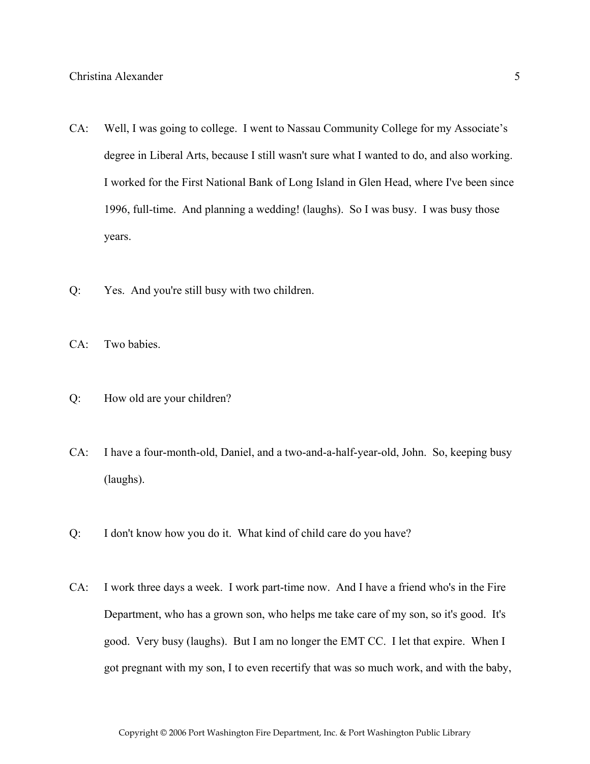CA: Well, I was going to college. I went to Nassau Community College for my Associate's degree in Liberal Arts, because I still wasn't sure what I wanted to do, and also working. I worked for the First National Bank of Long Island in Glen Head, where I've been since 1996, full-time. And planning a wedding! (laughs). So I was busy. I was busy those years.

Q: Yes. And you're still busy with two children.

CA: Two babies.

Q: How old are your children?

CA: I have a four-month-old, Daniel, and a two-and-a-half-year-old, John. So, keeping busy (laughs).

Q: I don't know how you do it. What kind of child care do you have?

CA: I work three days a week. I work part-time now. And I have a friend who's in the Fire Department, who has a grown son, who helps me take care of my son, so it's good. It's good. Very busy (laughs). But I am no longer the EMT CC. I let that expire. When I got pregnant with my son, I to even recertify that was so much work, and with the baby,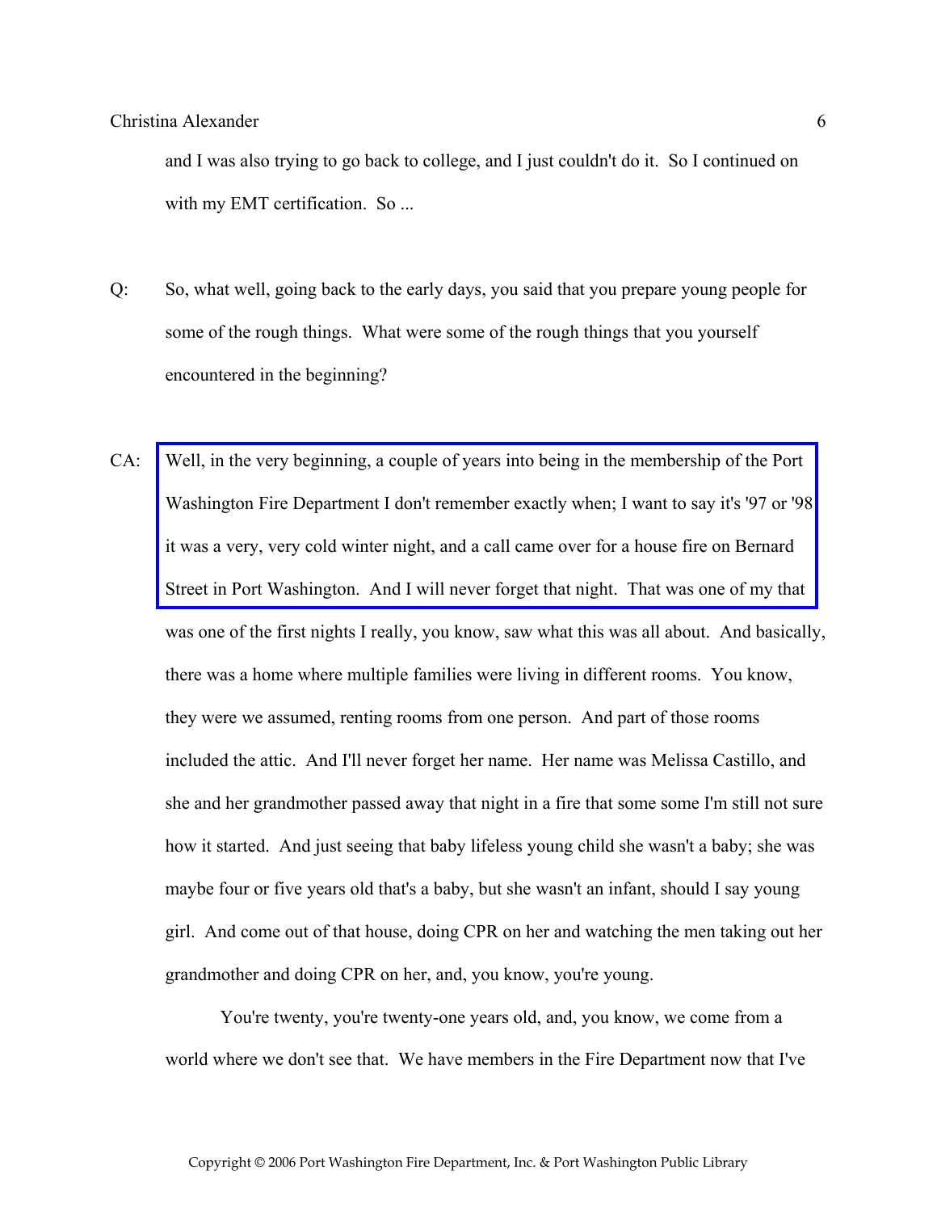and I was also trying to go back to college, and I just couldn't do it. So I continued on with my EMT certification. So ...

Q: So, what well, going back to the early days, you said that you prepare young people for some of the rough things. What were some of the rough things that you yourself encountered in the beginning?

CA: Well, in the very beginning, a couple of years into being in the membership of the Port Washington Fire Department I don't remember exactly when; I want to say it's '97 or '98 it was a very, very cold winter night, and a call came over for a house fire on Bernard Street in Port Washington. And I will never forget that night. That was one of my that was one of the first nights I really, you know, saw what this was all about. And basically, there was a home where multiple families were living in different rooms. You know, they were we assumed, renting rooms from one person. And part of those rooms included the attic. And I'll never forget her name. Her name was Melissa Castillo, and she and her grandmother passed away that night in a fire that some some I'm still not sure how it started. And just seeing that baby lifeless young child she wasn't a baby; she was maybe four or five years old that's a baby, but she wasn't an infant, should I say young girl. And come out of that house, doing CPR on her and watching the men taking out her grandmother and doing CPR on her, and, you know, you're young.

You're twenty, you're twenty-one years old, and, you know, we come from a world where we don't see that. We have members in the Fire Department now that I've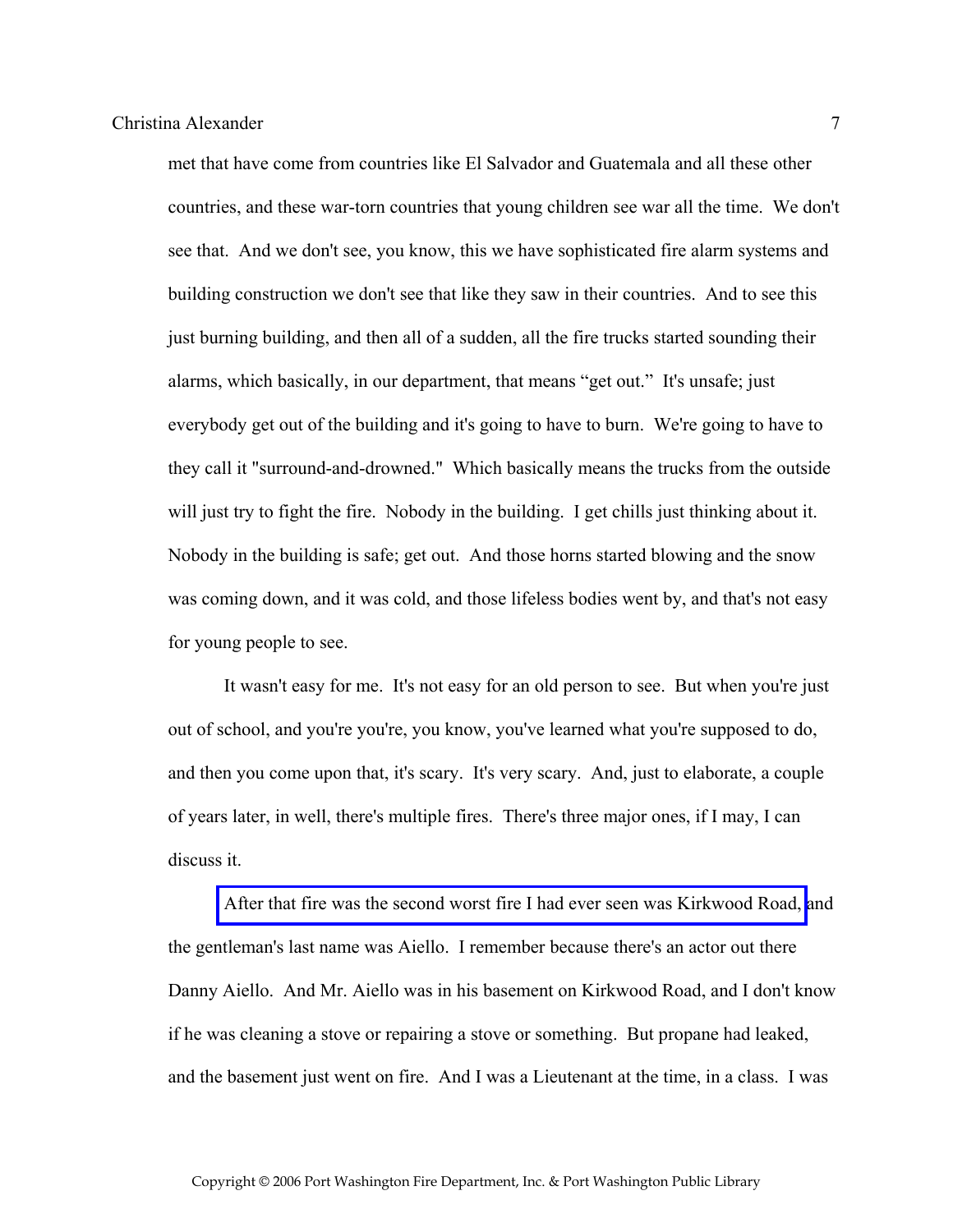met that have come from countries like El Salvador and Guatemala and all these other countries, and these war-torn countries that young children see war all the time. We don't see that. And we don't see, you know, this we have sophisticated fire alarm systems and building construction we don't see that like they saw in their countries. And to see this just burning building, and then all of a sudden, all the fire trucks started sounding their alarms, which basically, in our department, that means "get out." It's unsafe; just everybody get out of the building and it's going to have to burn. We're going to have to they call it "surround-and-drowned." Which basically means the trucks from the outside will just try to fight the fire. Nobody in the building. I get chills just thinking about it. Nobody in the building is safe; get out. And those horns started blowing and the snow was coming down, and it was cold, and those lifeless bodies went by, and that's not easy for young people to see.

It wasn't easy for me. It's not easy for an old person to see. But when you're just out of school, and you're you're, you know, you've learned what you're supposed to do, and then you come upon that, it's scary. It's very scary. And, just to elaborate, a couple of years later, in well, there's multiple fires. There's three major ones, if I may, I can discuss it.

After that fire was the second worst fire I had ever seen was Kirkwood Road, and the gentleman's last name was Aiello. I remember because there's an actor out there Danny Aiello. And Mr. Aiello was in his basement on Kirkwood Road, and I don't know if he was cleaning a stove or repairing a stove or something. But propane had leaked, and the basement just went on fire. And I was a Lieutenant at the time, in a class. I was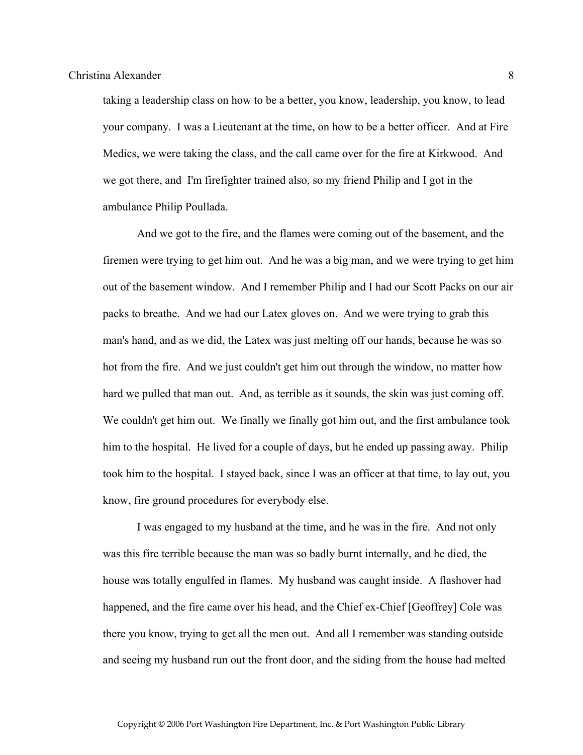taking a leadership class on how to be a better, you know, leadership, you know, to lead your company. I was a Lieutenant at the time, on how to be a better officer. And at Fire Medics, we were taking the class, and the call came over for the fire at Kirkwood. And we got there, and I'm firefighter trained also, so my friend Philip and I got in the ambulance Philip Poullada.

And we got to the fire, and the flames were coming out of the basement, and the firemen were trying to get him out. And he was a big man, and we were trying to get him out of the basement window. And I remember Philip and I had our Scott Packs on our air packs to breathe. And we had our Latex gloves on. And we were trying to grab this man's hand, and as we did, the Latex was just melting off our hands, because he was so hot from the fire. And we just couldn't get him out through the window, no matter how hard we pulled that man out. And, as terrible as it sounds, the skin was just coming off. We couldn't get him out. We finally we finally got him out, and the first ambulance took him to the hospital. He lived for a couple of days, but he ended up passing away. Philip took him to the hospital. I stayed back, since I was an officer at that time, to lay out, you know, fire ground procedures for everybody else.

I was engaged to my husband at the time, and he was in the fire. And not only was this fire terrible because the man was so badly burnt internally, and he died, the house was totally engulfed in flames. My husband was caught inside. A flashover had happened, and the fire came over his head, and the Chief ex-Chief [Geoffrey] Cole was there you know, trying to get all the men out. And all I remember was standing outside and seeing my husband run out the front door, and the siding from the house had melted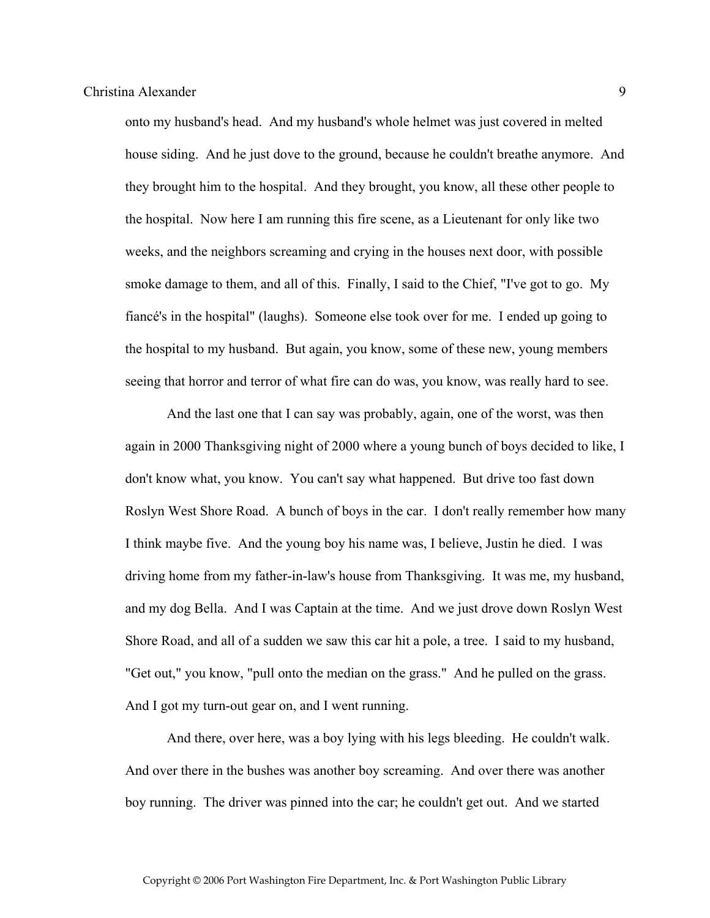onto my husband's head. And my husband's whole helmet was just covered in melted house siding. And he just dove to the ground, because he couldn't breathe anymore. And they brought him to the hospital. And they brought, you know, all these other people to the hospital. Now here I am running this fire scene, as a Lieutenant for only like two weeks, and the neighbors screaming and crying in the houses next door, with possible smoke damage to them, and all of this. Finally, I said to the Chief, "I've got to go. My fiancé's in the hospital" (laughs). Someone else took over for me. I ended up going to the hospital to my husband. But again, you know, some of these new, young members seeing that horror and terror of what fire can do was, you know, was really hard to see.

And the last one that I can say was probably, again, one of the worst, was then again in 2000 Thanksgiving night of 2000 where a young bunch of boys decided to like, I don't know what, you know. You can't say what happened. But drive too fast down Roslyn West Shore Road. A bunch of boys in the car. I don't really remember how many I think maybe five. And the young boy his name was, I believe, Justin he died. I was driving home from my father-in-law's house from Thanksgiving. It was me, my husband, and my dog Bella. And I was Captain at the time. And we just drove down Roslyn West Shore Road, and all of a sudden we saw this car hit a pole, a tree. I said to my husband, "Get out," you know, "pull onto the median on the grass." And he pulled on the grass. And I got my turn-out gear on, and I went running.

And there, over here, was a boy lying with his legs bleeding. He couldn't walk. And over there in the bushes was another boy screaming. And over there was another boy running. The driver was pinned into the car; he couldn't get out. And we started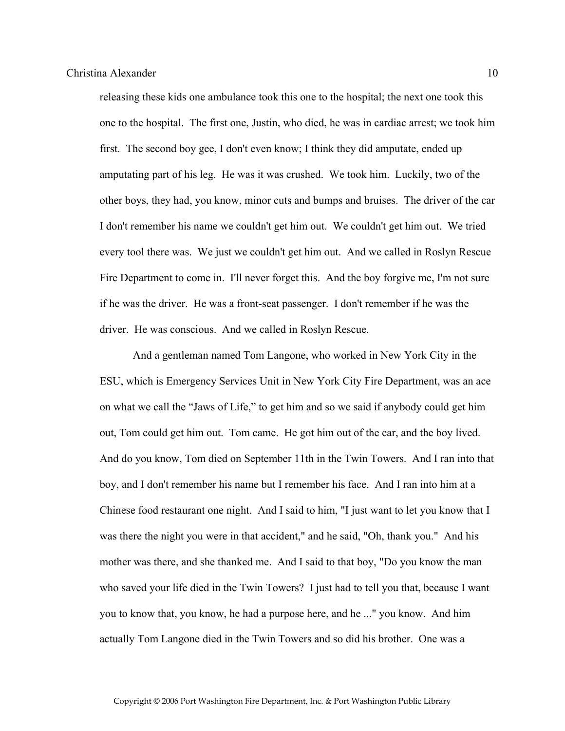releasing these kids one ambulance took this one to the hospital; the next one took this one to the hospital. The first one, Justin, who died, he was in cardiac arrest; we took him first. The second boy gee, I don't even know; I think they did amputate, ended up amputating part of his leg. He was it was crushed. We took him. Luckily, two of the other boys, they had, you know, minor cuts and bumps and bruises. The driver of the car I don't remember his name we couldn't get him out. We couldn't get him out. We tried every tool there was. We just we couldn't get him out. And we called in Roslyn Rescue Fire Department to come in. I'll never forget this. And the boy forgive me, I'm not sure if he was the driver. He was a front-seat passenger. I don't remember if he was the driver. He was conscious. And we called in Roslyn Rescue.

And a gentleman named Tom Langone, who worked in New York City in the ESU, which is Emergency Services Unit in New York City Fire Department, was an ace on what we call the "Jaws of Life," to get him and so we said if anybody could get him out, Tom could get him out. Tom came. He got him out of the car, and the boy lived. And do you know, Tom died on September 11th in the Twin Towers. And I ran into that boy, and I don't remember his name but I remember his face. And I ran into him at a Chinese food restaurant one night. And I said to him, "I just want to let you know that I was there the night you were in that accident," and he said, "Oh, thank you." And his mother was there, and she thanked me. And I said to that boy, "Do you know the man who saved your life died in the Twin Towers? I just had to tell you that, because I want you to know that, you know, he had a purpose here, and he ..." you know. And him actually Tom Langone died in the Twin Towers and so did his brother. One was a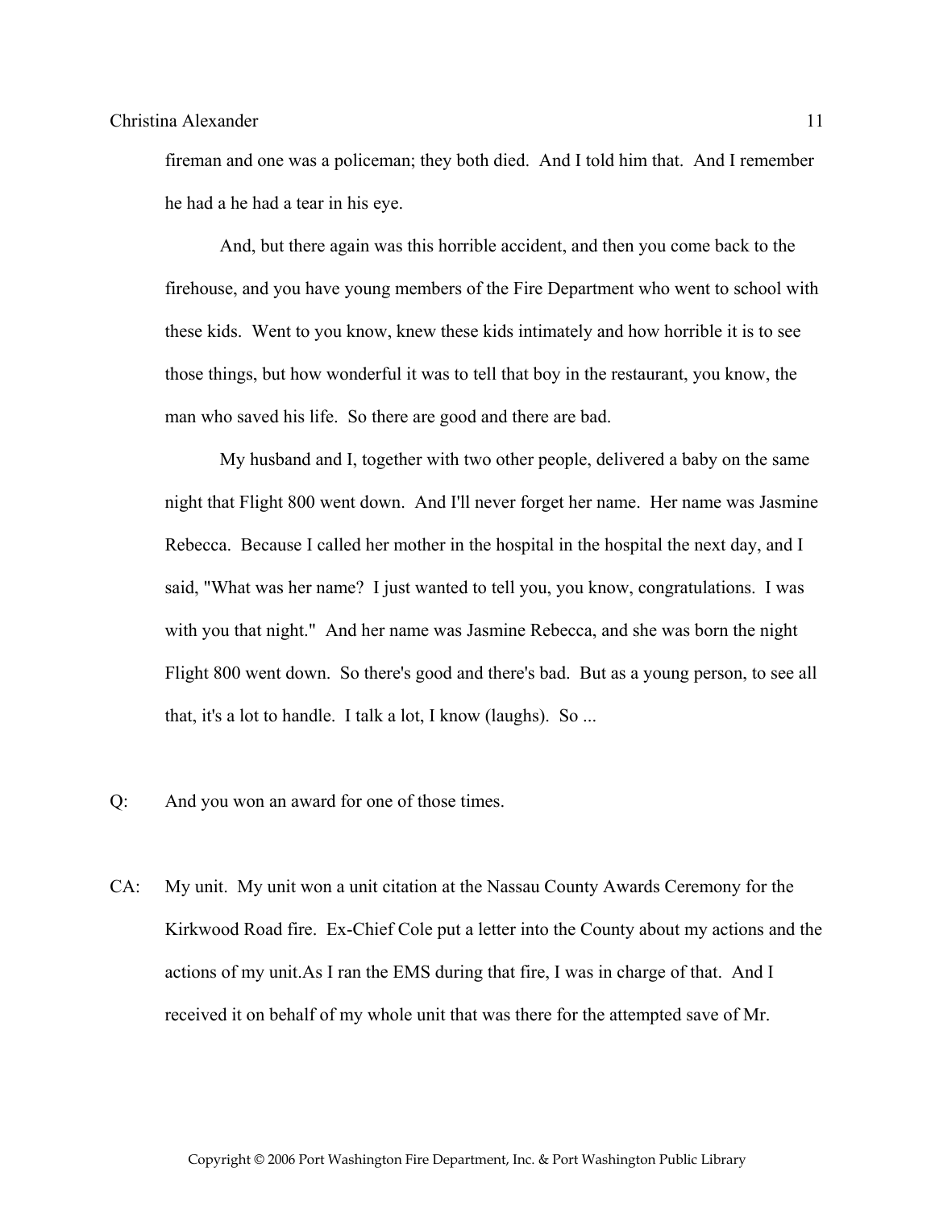fireman and one was a policeman; they both died. And I told him that. And I remember he had a he had a tear in his eye.

And, but there again was this horrible accident, and then you come back to the firehouse, and you have young members of the Fire Department who went to school with these kids. Went to you know, knew these kids intimately and how horrible it is to see those things, but how wonderful it was to tell that boy in the restaurant, you know, the man who saved his life. So there are good and there are bad.

My husband and I, together with two other people, delivered a baby on the same night that Flight 800 went down. And I'll never forget her name. Her name was Jasmine Rebecca. Because I called her mother in the hospital in the hospital the next day, and I said, "What was her name? I just wanted to tell you, you know, congratulations. I was with you that night." And her name was Jasmine Rebecca, and she was born the night Flight 800 went down. So there's good and there's bad. But as a young person, to see all that, it's a lot to handle. I talk a lot, I know (laughs). So ...

Q: And you won an award for one of those times.

CA: My unit. My unit won a unit citation at the Nassau County Awards Ceremony for the Kirkwood Road fire. Ex-Chief Cole put a letter into the County about my actions and the actions of my unit.As I ran the EMS during that fire, I was in charge of that. And I received it on behalf of my whole unit that was there for the attempted save of Mr.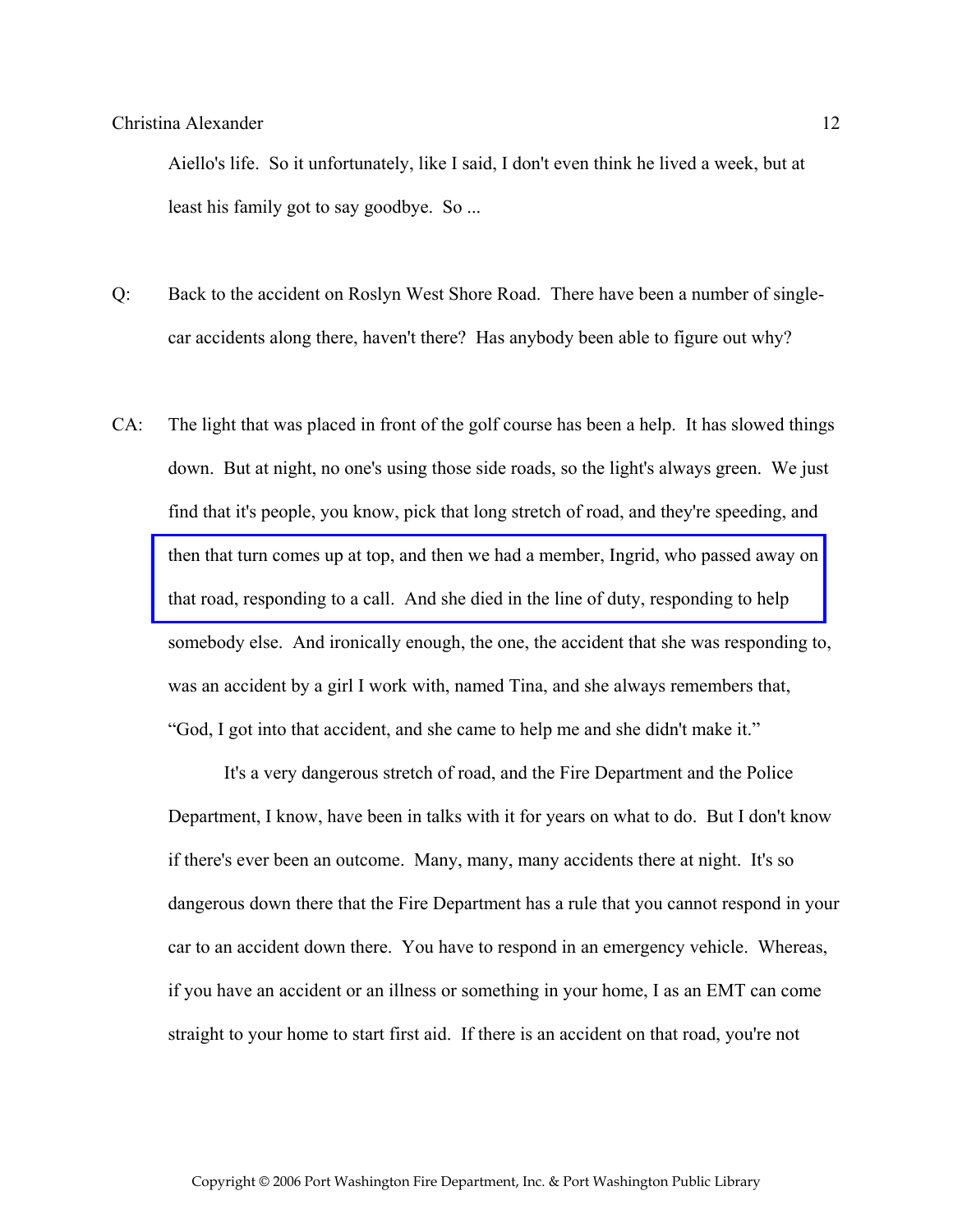Aiello's life. So it unfortunately, like I said, I don't even think he lived a week, but at least his family got to say goodbye. So ...

Q: Back to the accident on Roslyn West Shore Road. There have been a number of single-car accidents along there, haven't there? Has anybody been able to figure out why?

CA: The light that was placed in front of the golf course has been a help. It has slowed things down. But at night, no one's using those side roads, so the light's always green. We just find that it's people, you know, pick that long stretch of road, and they're speeding, and then that turn comes up at top, and then we had a member, Ingrid, who passed away on that road, responding to a call. And she died in the line of duty, responding to help somebody else. And ironically enough, the one, the accident that she was responding to, was an accident by a girl I work with, named Tina, and she always remembers that, "God, I got into that accident, and she came to help me and she didn't make it."

It's a very dangerous stretch of road, and the Fire Department and the Police Department, I know, have been in talks with it for years on what to do. But I don't know if there's ever been an outcome. Many, many, many accidents there at night. It's so dangerous down there that the Fire Department has a rule that you cannot respond in your car to an accident down there. You have to respond in an emergency vehicle. Whereas, if you have an accident or an illness or something in your home, I as an EMT can come straight to your home to start first aid. If there is an accident on that road, you're not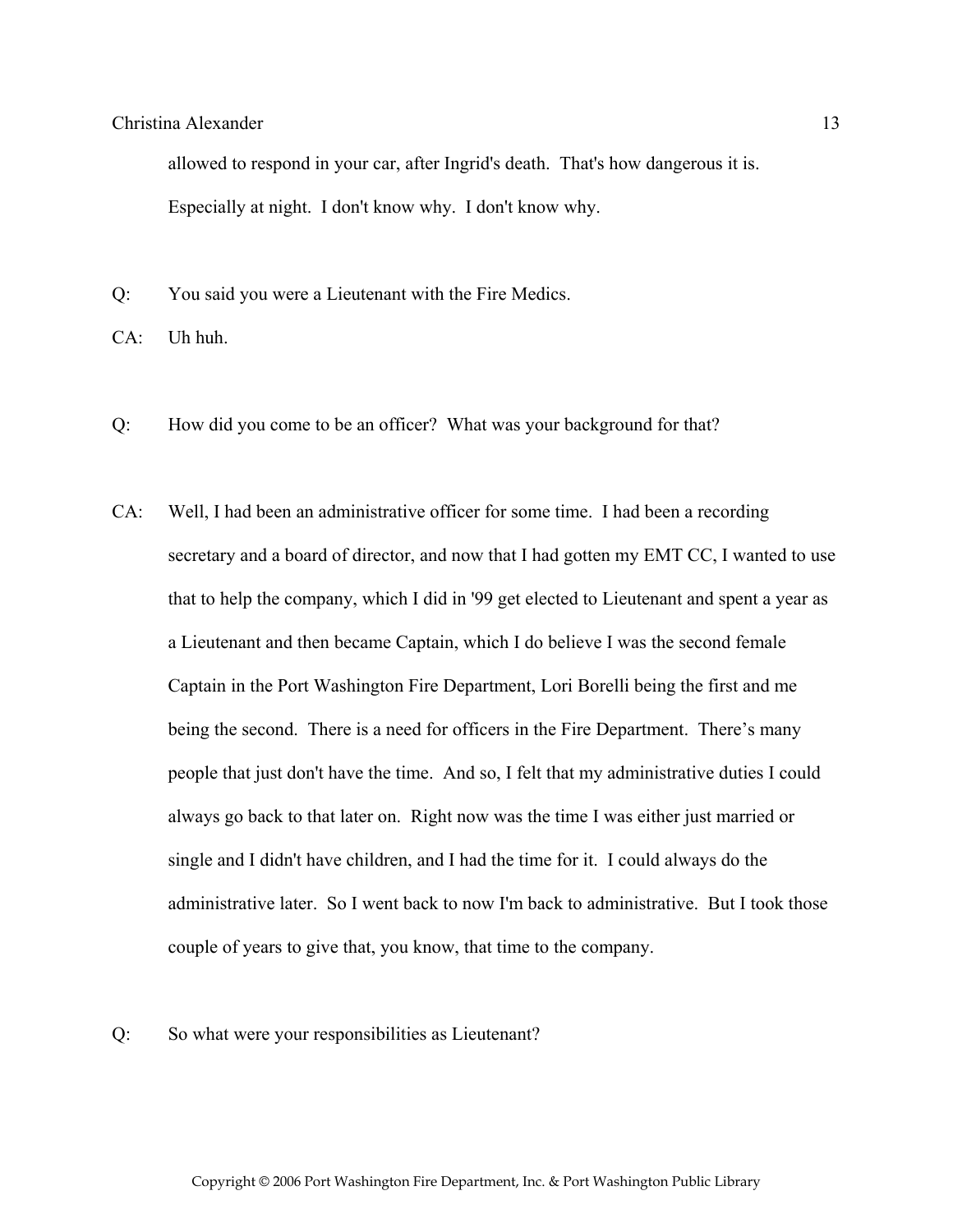allowed to respond in your car, after Ingrid's death. That's how dangerous it is. Especially at night. I don't know why. I don't know why.

Q: You said you were a Lieutenant with the Fire Medics.

CA: Uh huh.

Q: How did you come to be an officer? What was your background for that?

CA: Well, I had been an administrative officer for some time. I had been a recording secretary and a board of director, and now that I had gotten my EMT CC, I wanted to use that to help the company, which I did in '99 get elected to Lieutenant and spent a year as a Lieutenant and then became Captain, which I do believe I was the second female Captain in the Port Washington Fire Department, Lori Borelli being the first and me being the second. There is a need for officers in the Fire Department. There's many people that just don't have the time. And so, I felt that my administrative duties I could always go back to that later on. Right now was the time I was either just married or single and I didn't have children, and I had the time for it. I could always do the administrative later. So I went back to now I'm back to administrative. But I took those couple of years to give that, you know, that time to the company.

Q: So what were your responsibilities as Lieutenant?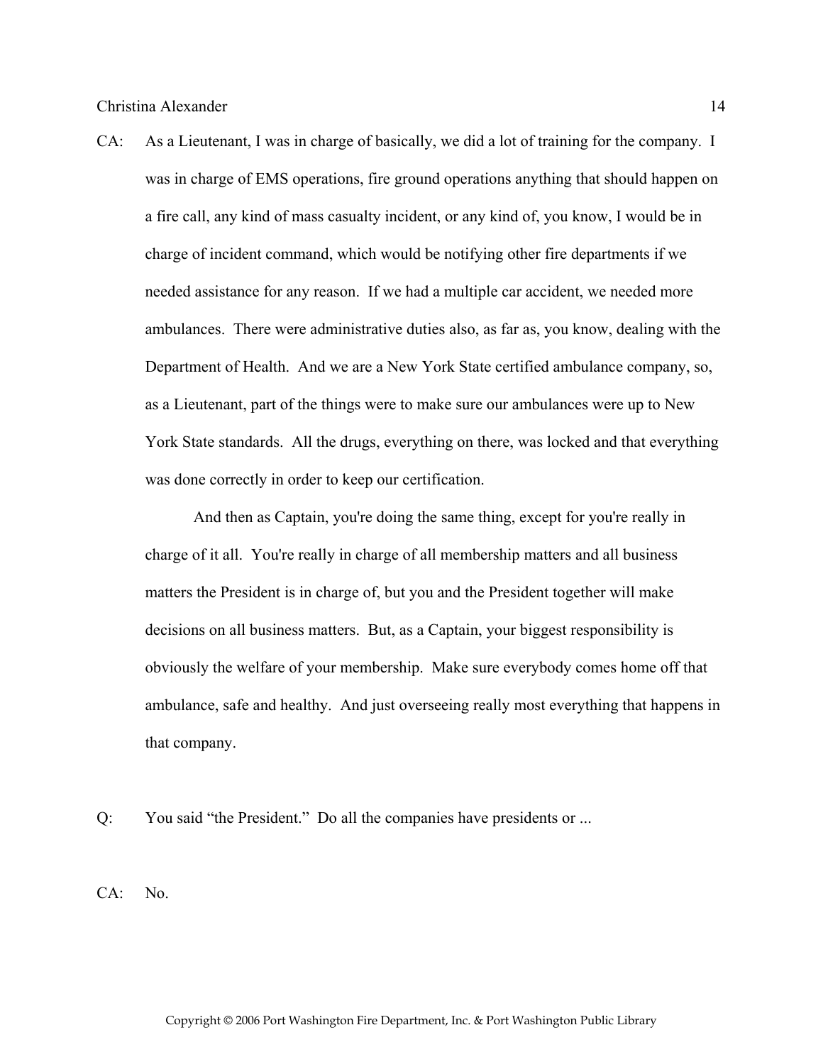CA: As a Lieutenant, I was in charge of basically, we did a lot of training for the company. I was in charge of EMS operations, fire ground operations anything that should happen on a fire call, any kind of mass casualty incident, or any kind of, you know, I would be in charge of incident command, which would be notifying other fire departments if we needed assistance for any reason. If we had a multiple car accident, we needed more ambulances. There were administrative duties also, as far as, you know, dealing with the Department of Health. And we are a New York State certified ambulance company, so, as a Lieutenant, part of the things were to make sure our ambulances were up to New York State standards. All the drugs, everything on there, was locked and that everything was done correctly in order to keep our certification.

And then as Captain, you're doing the same thing, except for you're really in charge of it all. You're really in charge of all membership matters and all business matters the President is in charge of, but you and the President together will make decisions on all business matters. But, as a Captain, your biggest responsibility is obviously the welfare of your membership. Make sure everybody comes home off that ambulance, safe and healthy. And just overseeing really most everything that happens in that company.

Q: You said "the President." Do all the companies have presidents or ...

CA: No.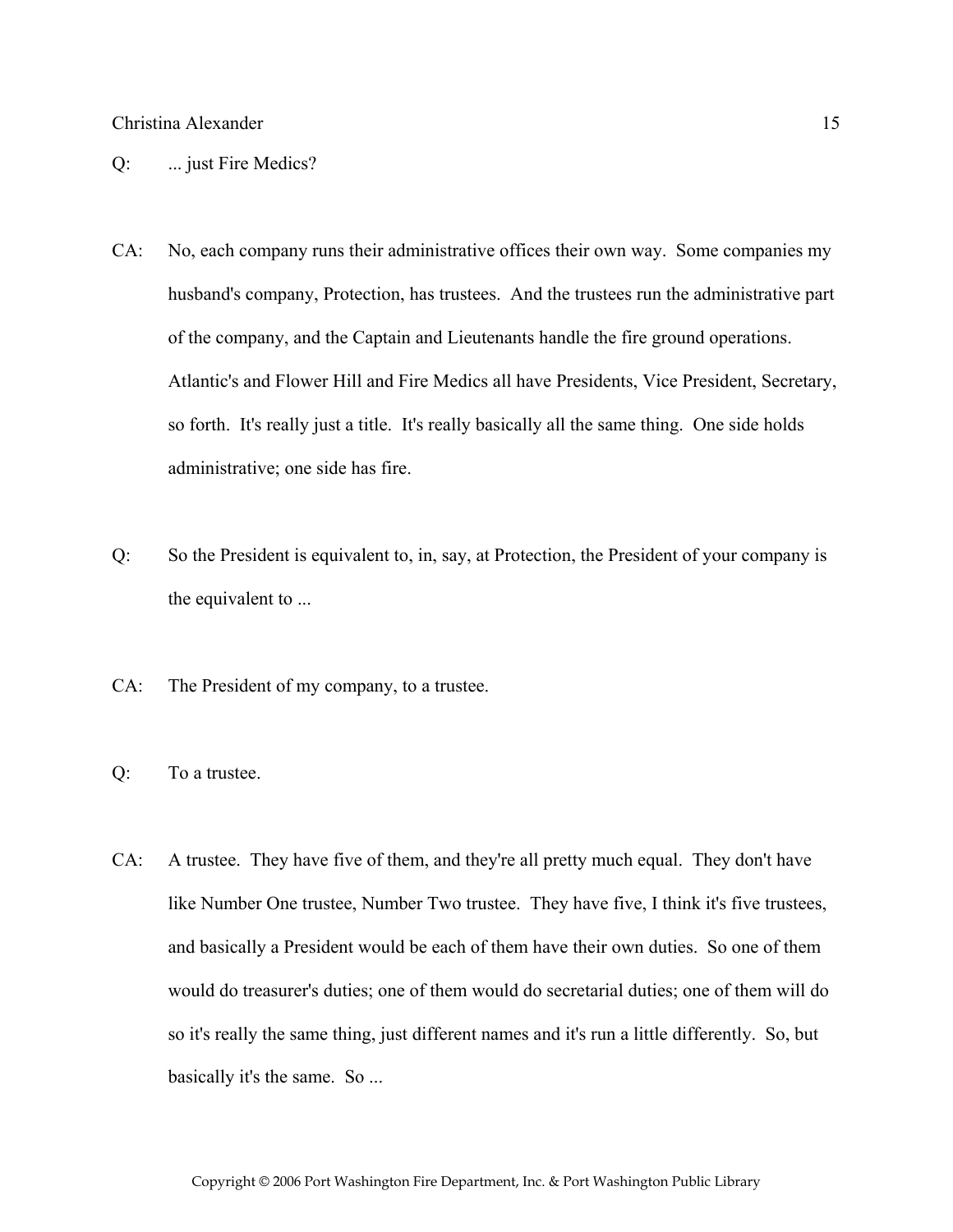Q: ... just Fire Medics?

CA: No, each company runs their administrative offices their own way. Some companies my husband's company, Protection, has trustees. And the trustees run the administrative part of the company, and the Captain and Lieutenants handle the fire ground operations. Atlantic's and Flower Hill and Fire Medics all have Presidents, Vice President, Secretary, so forth. It's really just a title. It's really basically all the same thing. One side holds administrative; one side has fire.

Q: So the President is equivalent to, in, say, at Protection, the President of your company is the equivalent to ...

CA: The President of my company, to a trustee.

Q: To a trustee.

CA: A trustee. They have five of them, and they're all pretty much equal. They don't have like Number One trustee, Number Two trustee. They have five, I think it's five trustees, and basically a President would be each of them have their own duties. So one of them would do treasurer's duties; one of them would do secretarial duties; one of them will do so it's really the same thing, just different names and it's run a little differently. So, but basically it's the same. So ...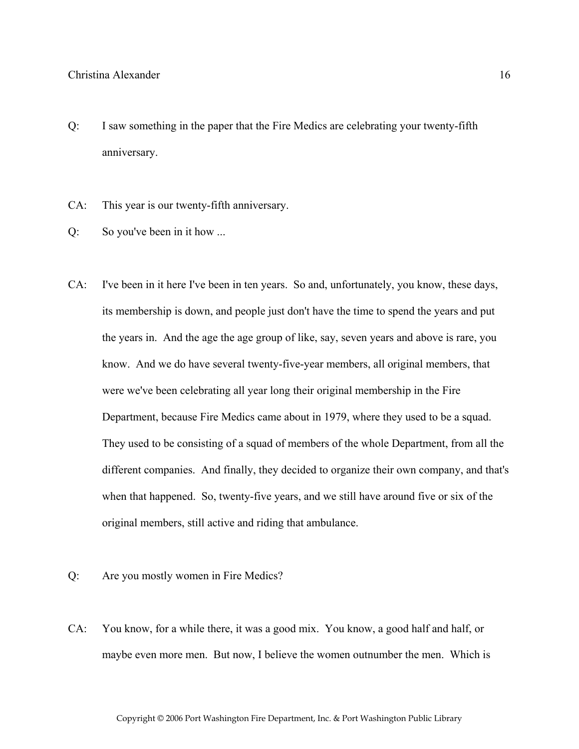Q: I saw something in the paper that the Fire Medics are celebrating your twenty-fifth anniversary.

CA: This year is our twenty-fifth anniversary.

Q: So you've been in it how ...

CA: I've been in it here I've been in ten years. So and, unfortunately, you know, these days, its membership is down, and people just don't have the time to spend the years and put the years in. And the age the age group of like, say, seven years and above is rare, you know. And we do have several twenty-five-year members, all original members, that were we've been celebrating all year long their original membership in the Fire Department, because Fire Medics came about in 1979, where they used to be a squad. They used to be consisting of a squad of members of the whole Department, from all the different companies. And finally, they decided to organize their own company, and that's when that happened. So, twenty-five years, and we still have around five or six of the original members, still active and riding that ambulance.

Q: Are you mostly women in Fire Medics?

CA: You know, for a while there, it was a good mix. You know, a good half and half, or maybe even more men. But now, I believe the women outnumber the men. Which is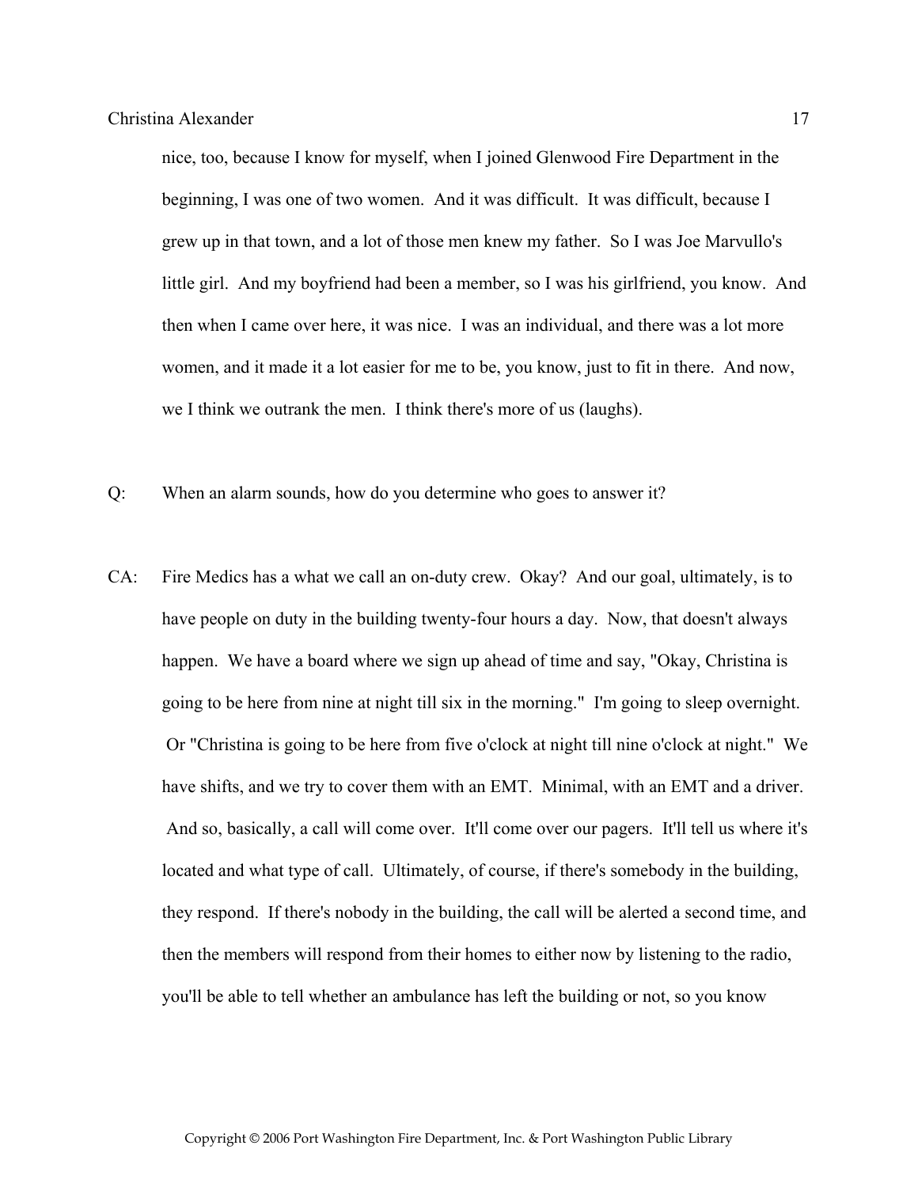nice, too, because I know for myself, when I joined Glenwood Fire Department in the beginning, I was one of two women. And it was difficult. It was difficult, because I grew up in that town, and a lot of those men knew my father. So I was Joe Marvullo's little girl. And my boyfriend had been a member, so I was his girlfriend, you know. And then when I came over here, it was nice. I was an individual, and there was a lot more women, and it made it a lot easier for me to be, you know, just to fit in there. And now, we I think we outrank the men. I think there's more of us (laughs).

Q: When an alarm sounds, how do you determine who goes to answer it?

CA: Fire Medics has a what we call an on-duty crew. Okay? And our goal, ultimately, is to have people on duty in the building twenty-four hours a day. Now, that doesn't always happen. We have a board where we sign up ahead of time and say, "Okay, Christina is going to be here from nine at night till six in the morning." I'm going to sleep overnight. Or "Christina is going to be here from five o'clock at night till nine o'clock at night." We have shifts, and we try to cover them with an EMT. Minimal, with an EMT and a driver. And so, basically, a call will come over. It'll come over our pagers. It'll tell us where it's located and what type of call. Ultimately, of course, if there's somebody in the building, they respond. If there's nobody in the building, the call will be alerted a second time, and then the members will respond from their homes to either now by listening to the radio, you'll be able to tell whether an ambulance has left the building or not, so you know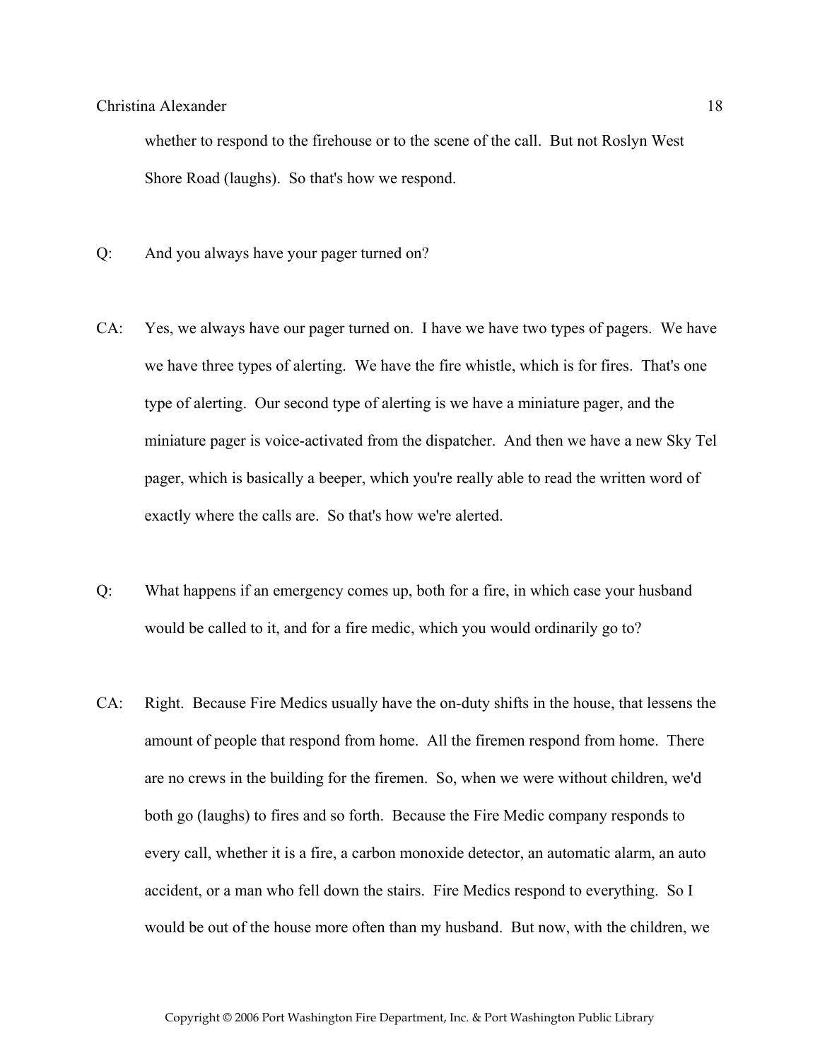whether to respond to the firehouse or to the scene of the call. But not Roslyn West Shore Road (laughs). So that's how we respond.

Q: And you always have your pager turned on?

CA: Yes, we always have our pager turned on. I have we have two types of pagers. We have we have three types of alerting. We have the fire whistle, which is for fires. That's one type of alerting. Our second type of alerting is we have a miniature pager, and the miniature pager is voice-activated from the dispatcher. And then we have a new Sky Tel pager, which is basically a beeper, which you're really able to read the written word of exactly where the calls are. So that's how we're alerted.

Q: What happens if an emergency comes up, both for a fire, in which case your husband would be called to it, and for a fire medic, which you would ordinarily go to?

CA: Right. Because Fire Medics usually have the on-duty shifts in the house, that lessens the amount of people that respond from home. All the firemen respond from home. There are no crews in the building for the firemen. So, when we were without children, we'd both go (laughs) to fires and so forth. Because the Fire Medic company responds to every call, whether it is a fire, a carbon monoxide detector, an automatic alarm, an auto accident, or a man who fell down the stairs. Fire Medics respond to everything. So I would be out of the house more often than my husband. But now, with the children, we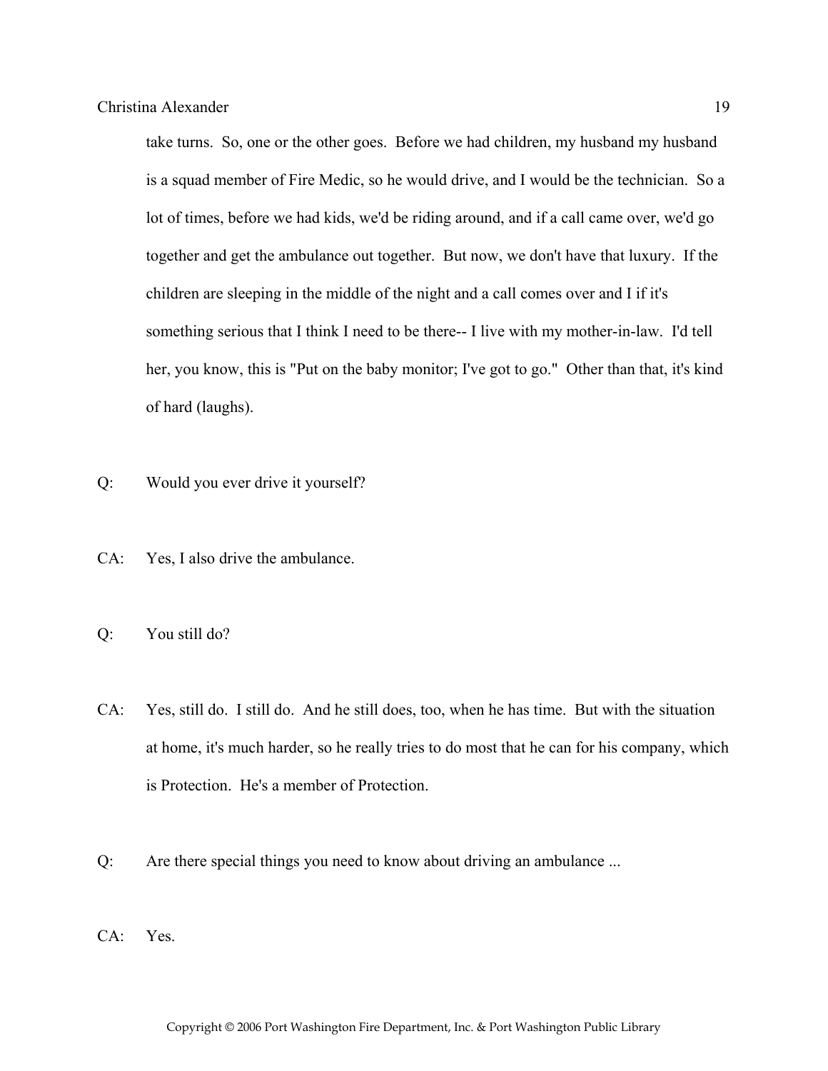take turns. So, one or the other goes. Before we had children, my husband my husband is a squad member of Fire Medic, so he would drive, and I would be the technician. So a lot of times, before we had kids, we'd be riding around, and if a call came over, we'd go together and get the ambulance out together. But now, we don't have that luxury. If the children are sleeping in the middle of the night and a call comes over and I if it's something serious that I think I need to be there-- I live with my mother-in-law. I'd tell her, you know, this is "Put on the baby monitor; I've got to go." Other than that, it's kind of hard (laughs).

Q: Would you ever drive it yourself?

CA: Yes, I also drive the ambulance.

Q: You still do?

CA: Yes, still do. I still do. And he still does, too, when he has time. But with the situation at home, it's much harder, so he really tries to do most that he can for his company, which is Protection. He's a member of Protection.

Q: Are there special things you need to know about driving an ambulance ...

CA: Yes.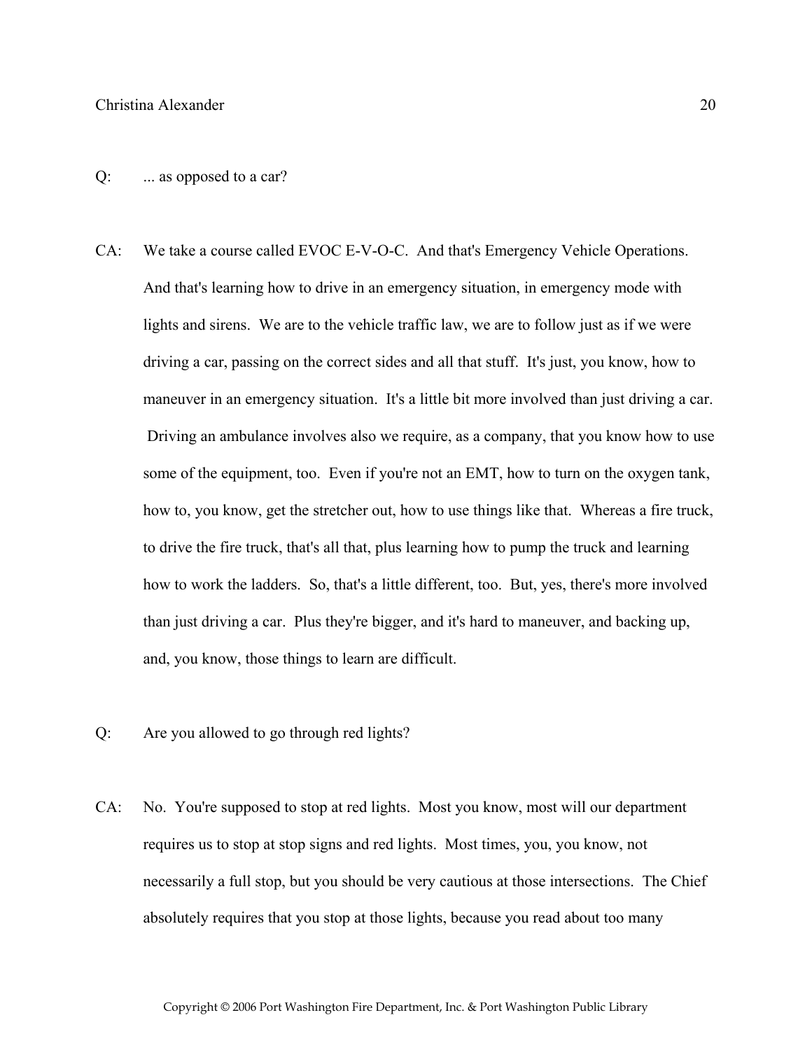Q: ... as opposed to a car?

CA: We take a course called EVOC E-V-O-C. And that's Emergency Vehicle Operations. And that's learning how to drive in an emergency situation, in emergency mode with lights and sirens. We are to the vehicle traffic law, we are to follow just as if we were driving a car, passing on the correct sides and all that stuff. It's just, you know, how to maneuver in an emergency situation. It's a little bit more involved than just driving a car. Driving an ambulance involves also we require, as a company, that you know how to use some of the equipment, too. Even if you're not an EMT, how to turn on the oxygen tank, how to, you know, get the stretcher out, how to use things like that. Whereas a fire truck, to drive the fire truck, that's all that, plus learning how to pump the truck and learning how to work the ladders. So, that's a little different, too. But, yes, there's more involved than just driving a car. Plus they're bigger, and it's hard to maneuver, and backing up, and, you know, those things to learn are difficult.

Q: Are you allowed to go through red lights?

CA: No. You're supposed to stop at red lights. Most you know, most will our department requires us to stop at stop signs and red lights. Most times, you, you know, not necessarily a full stop, but you should be very cautious at those intersections. The Chief absolutely requires that you stop at those lights, because you read about too many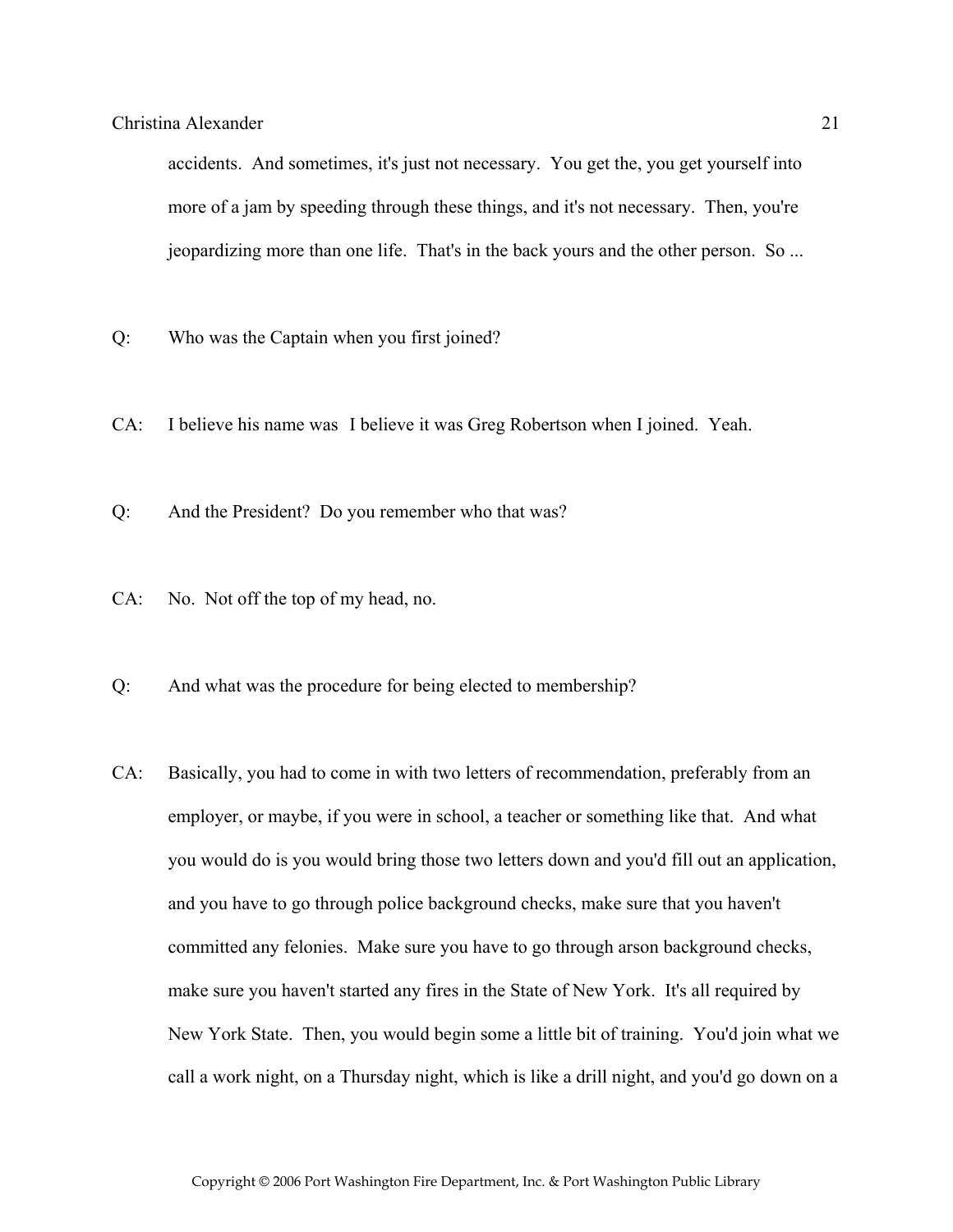accidents. And sometimes, it's just not necessary. You get the, you get yourself into more of a jam by speeding through these things, and it's not necessary. Then, you're jeopardizing more than one life. That's in the back yours and the other person. So ...

Q: Who was the Captain when you first joined?

CA: I believe his name was I believe it was Greg Robertson when I joined. Yeah.

Q: And the President? Do you remember who that was?

CA: No. Not off the top of my head, no.

Q: And what was the procedure for being elected to membership?

CA: Basically, you had to come in with two letters of recommendation, preferably from an employer, or maybe, if you were in school, a teacher or something like that. And what you would do is you would bring those two letters down and you'd fill out an application, and you have to go through police background checks, make sure that you haven't committed any felonies. Make sure you have to go through arson background checks, make sure you haven't started any fires in the State of New York. It's all required by New York State. Then, you would begin some a little bit of training. You'd join what we call a work night, on a Thursday night, which is like a drill night, and you'd go down on a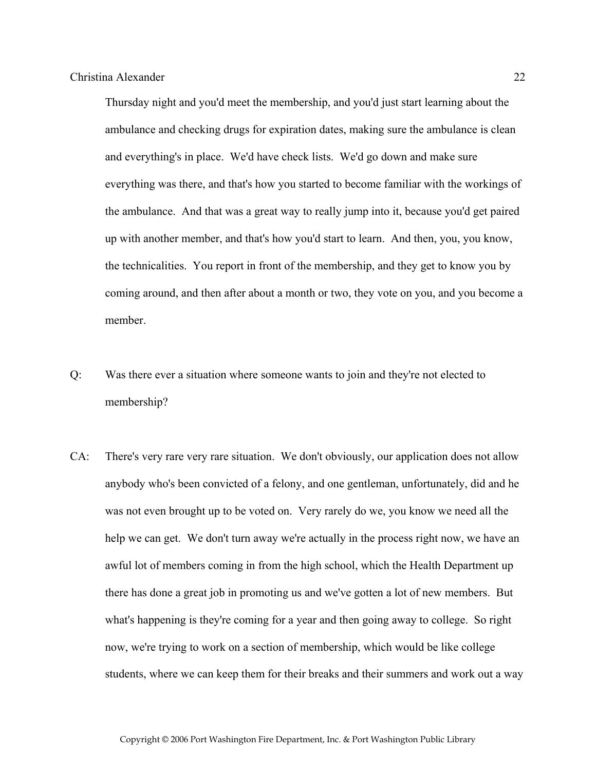Thursday night and you'd meet the membership, and you'd just start learning about the ambulance and checking drugs for expiration dates, making sure the ambulance is clean and everything's in place. We'd have check lists. We'd go down and make sure everything was there, and that's how you started to become familiar with the workings of the ambulance. And that was a great way to really jump into it, because you'd get paired up with another member, and that's how you'd start to learn. And then, you, you know, the technicalities. You report in front of the membership, and they get to know you by coming around, and then after about a month or two, they vote on you, and you become a member.

Q: Was there ever a situation where someone wants to join and they're not elected to membership?

CA: There's very rare very rare situation. We don't obviously, our application does not allow anybody who's been convicted of a felony, and one gentleman, unfortunately, did and he was not even brought up to be voted on. Very rarely do we, you know we need all the help we can get. We don't turn away we're actually in the process right now, we have an awful lot of members coming in from the high school, which the Health Department up there has done a great job in promoting us and we've gotten a lot of new members. But what's happening is they're coming for a year and then going away to college. So right now, we're trying to work on a section of membership, which would be like college students, where we can keep them for their breaks and their summers and work out a way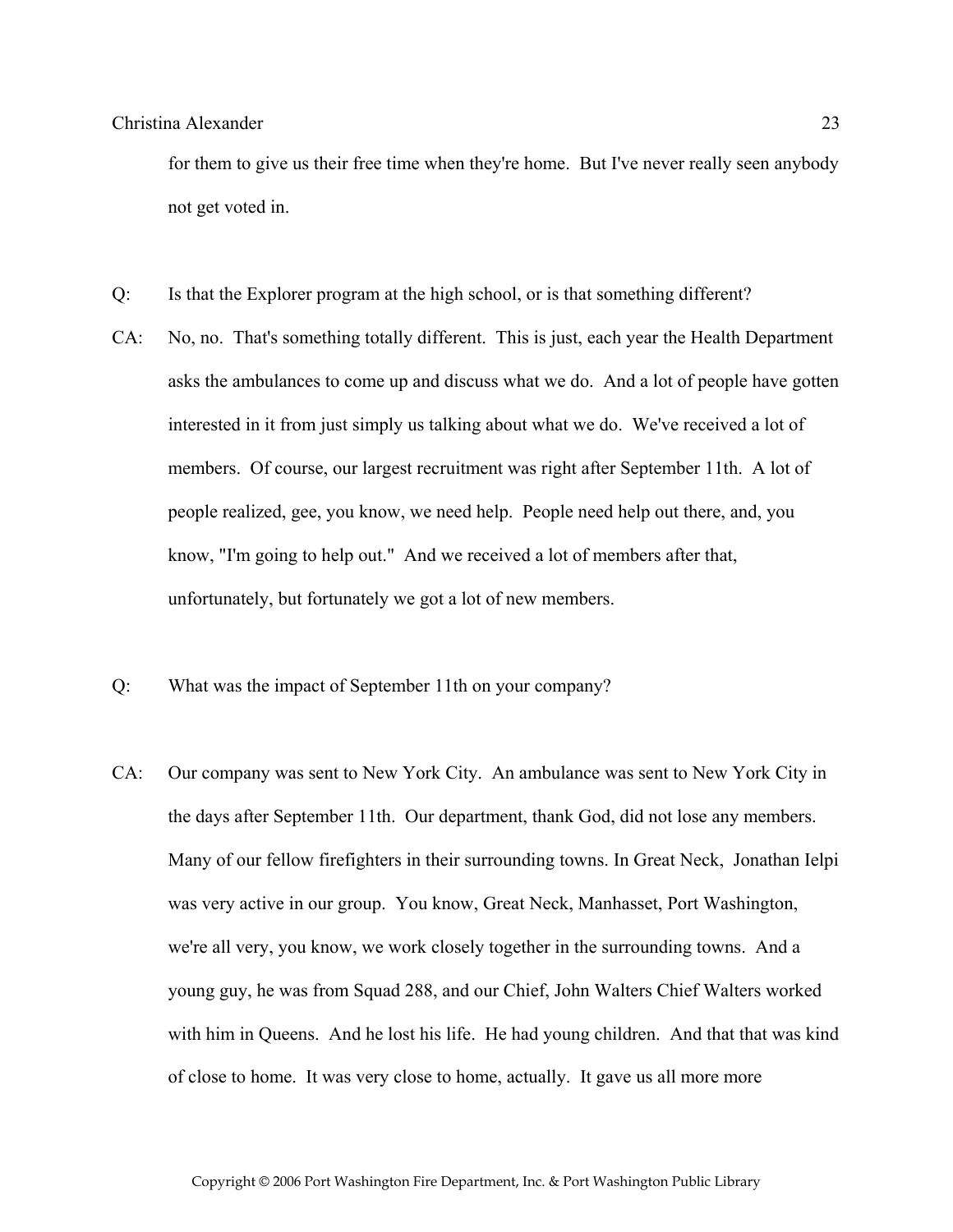for them to give us their free time when they're home. But I've never really seen anybody not get voted in.

Q: Is that the Explorer program at the high school, or is that something different?

CA: No, no. That's something totally different. This is just, each year the Health Department asks the ambulances to come up and discuss what we do. And a lot of people have gotten interested in it from just simply us talking about what we do. We've received a lot of members. Of course, our largest recruitment was right after September 11th. A lot of people realized, gee, you know, we need help. People need help out there, and, you know, "I'm going to help out." And we received a lot of members after that, unfortunately, but fortunately we got a lot of new members.

Q: What was the impact of September 11th on your company?

CA: Our company was sent to New York City. An ambulance was sent to New York City in the days after September 11th. Our department, thank God, did not lose any members. Many of our fellow firefighters in their surrounding towns. In Great Neck, Jonathan Ielpi was very active in our group. You know, Great Neck, Manhasset, Port Washington, we're all very, you know, we work closely together in the surrounding towns. And a young guy, he was from Squad 288, and our Chief, John Walters Chief Walters worked with him in Queens. And he lost his life. He had young children. And that that was kind of close to home. It was very close to home, actually. It gave us all more more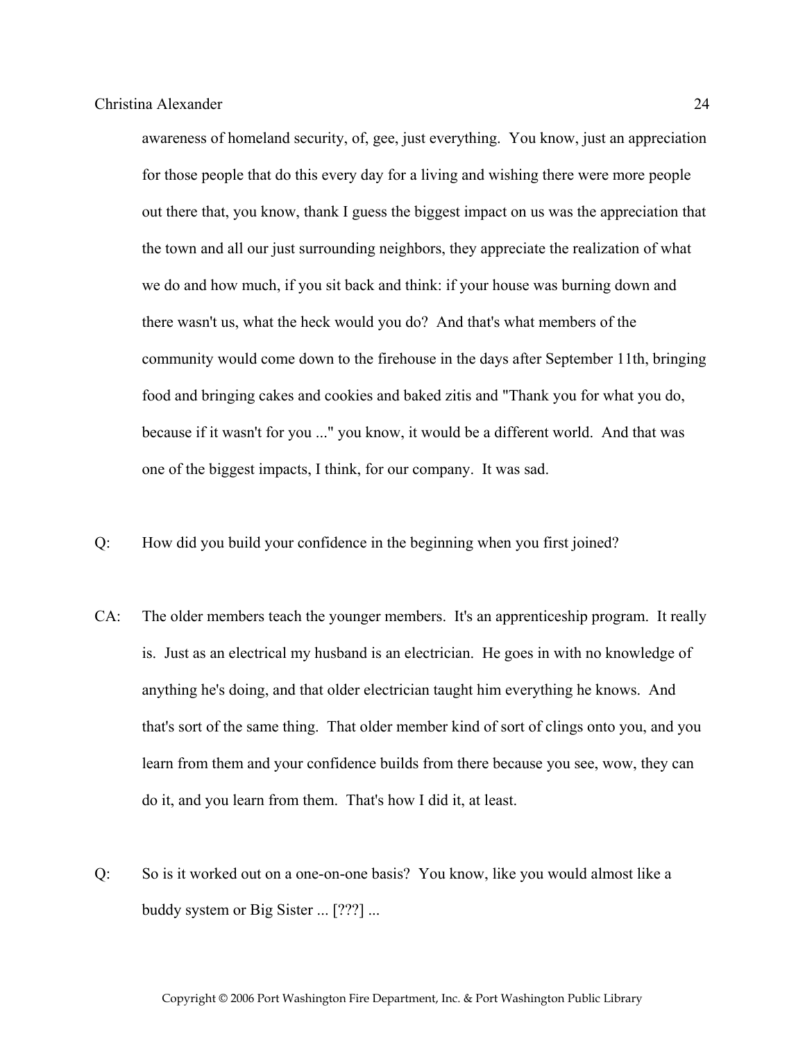awareness of homeland security, of, gee, just everything. You know, just an appreciation for those people that do this every day for a living and wishing there were more people out there that, you know, thank I guess the biggest impact on us was the appreciation that the town and all our just surrounding neighbors, they appreciate the realization of what we do and how much, if you sit back and think: if your house was burning down and there wasn't us, what the heck would you do? And that's what members of the community would come down to the firehouse in the days after September 11th, bringing food and bringing cakes and cookies and baked zitis and "Thank you for what you do, because if it wasn't for you ..." you know, it would be a different world. And that was one of the biggest impacts, I think, for our company. It was sad.

Q: How did you build your confidence in the beginning when you first joined?

CA: The older members teach the younger members. It's an apprenticeship program. It really is. Just as an electrical my husband is an electrician. He goes in with no knowledge of anything he's doing, and that older electrician taught him everything he knows. And that's sort of the same thing. That older member kind of sort of clings onto you, and you learn from them and your confidence builds from there because you see, wow, they can do it, and you learn from them. That's how I did it, at least.

Q: So is it worked out on a one-on-one basis? You know, like you would almost like a buddy system or Big Sister ... [???] ...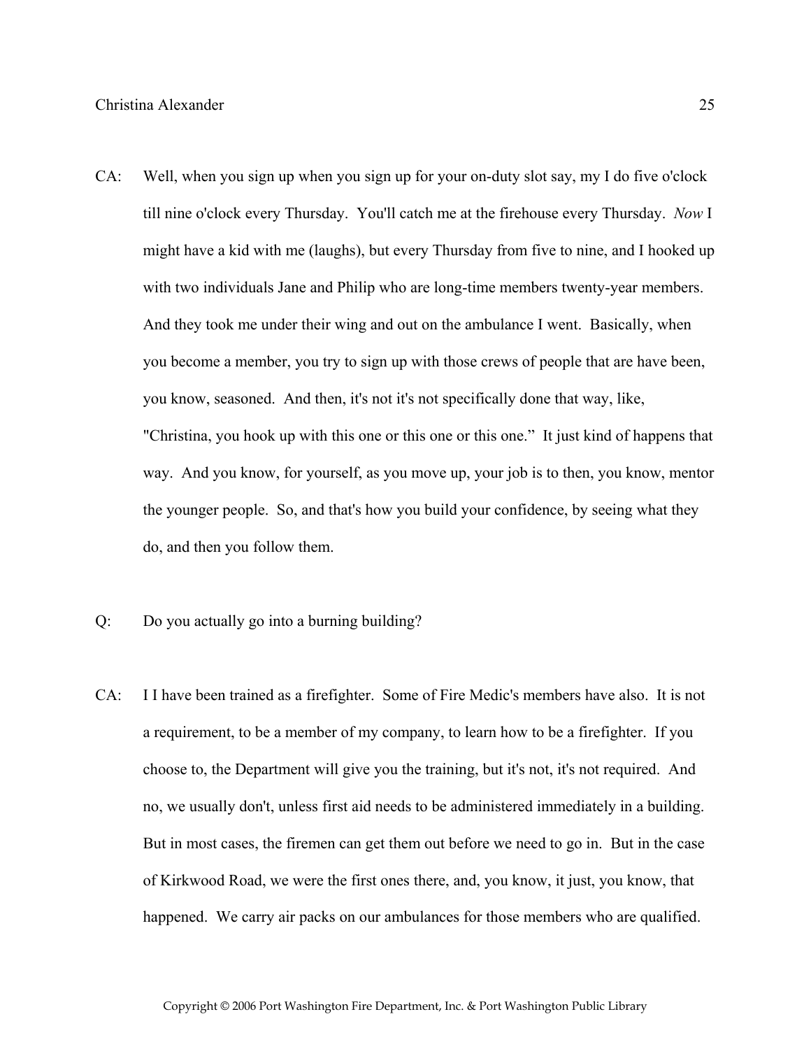CA: Well, when you sign up when you sign up for your on-duty slot say, my I do five o'clock till nine o'clock every Thursday. You'll catch me at the firehouse every Thursday. *Now* I might have a kid with me (laughs), but every Thursday from five to nine, and I hooked up with two individuals Jane and Philip who are long-time members twenty-year members. And they took me under their wing and out on the ambulance I went. Basically, when you become a member, you try to sign up with those crews of people that are have been, you know, seasoned. And then, it's not it's not specifically done that way, like, "Christina, you hook up with this one or this one or this one." It just kind of happens that way. And you know, for yourself, as you move up, your job is to then, you know, mentor the younger people. So, and that's how you build your confidence, by seeing what they do, and then you follow them.

Q: Do you actually go into a burning building?

CA: I I have been trained as a firefighter. Some of Fire Medic's members have also. It is not a requirement, to be a member of my company, to learn how to be a firefighter. If you choose to, the Department will give you the training, but it's not, it's not required. And no, we usually don't, unless first aid needs to be administered immediately in a building. But in most cases, the firemen can get them out before we need to go in. But in the case of Kirkwood Road, we were the first ones there, and, you know, it just, you know, that happened. We carry air packs on our ambulances for those members who are qualified.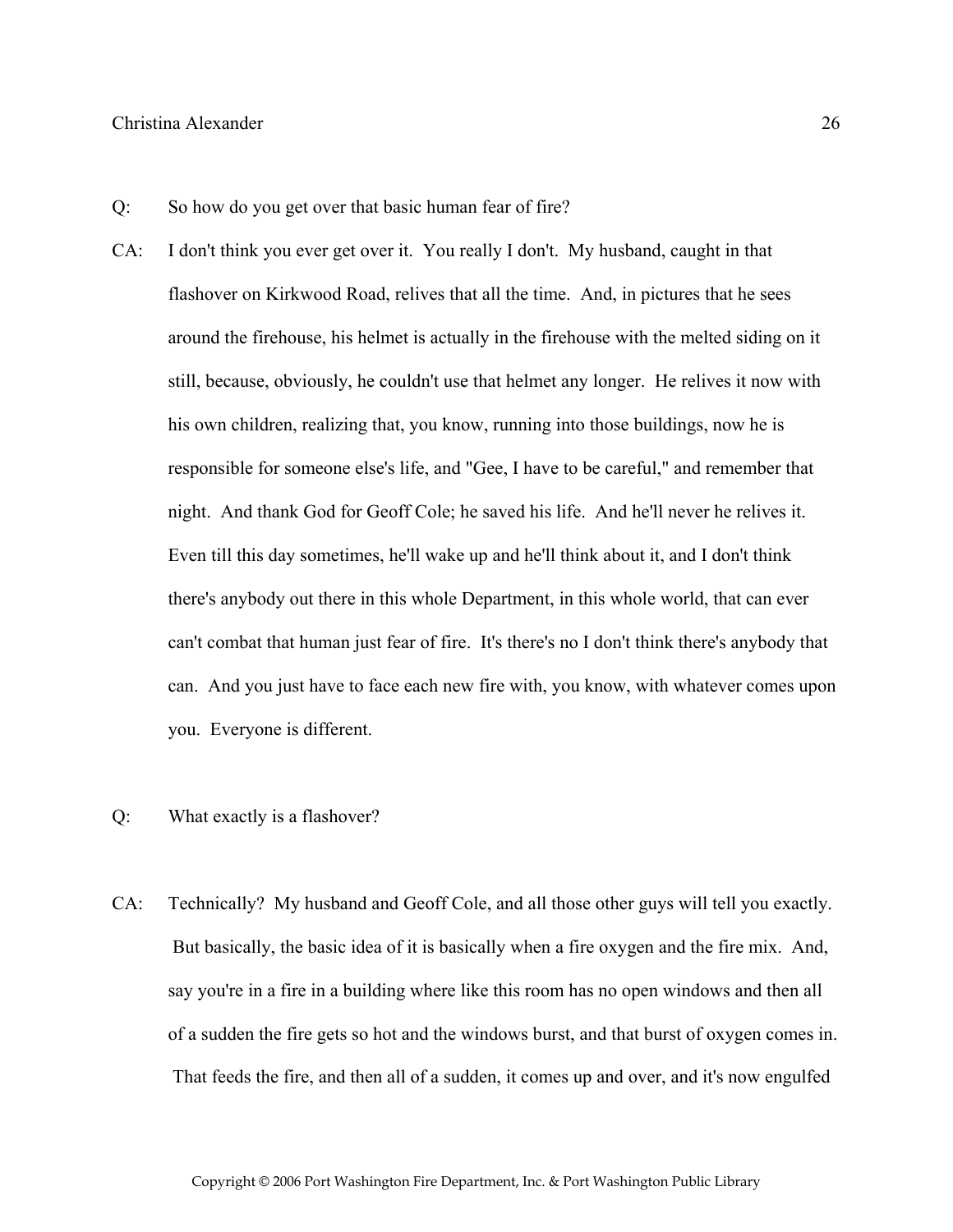Q: So how do you get over that basic human fear of fire?

CA: I don't think you ever get over it. You really I don't. My husband, caught in that flashover on Kirkwood Road, relives that all the time. And, in pictures that he sees around the firehouse, his helmet is actually in the firehouse with the melted siding on it still, because, obviously, he couldn't use that helmet any longer. He relives it now with his own children, realizing that, you know, running into those buildings, now he is responsible for someone else's life, and "Gee, I have to be careful," and remember that night. And thank God for Geoff Cole; he saved his life. And he'll never he relives it. Even till this day sometimes, he'll wake up and he'll think about it, and I don't think there's anybody out there in this whole Department, in this whole world, that can ever can't combat that human just fear of fire. It's there's no I don't think there's anybody that can. And you just have to face each new fire with, you know, with whatever comes upon you. Everyone is different.

Q: What exactly is a flashover?

CA: Technically? My husband and Geoff Cole, and all those other guys will tell you exactly. But basically, the basic idea of it is basically when a fire oxygen and the fire mix. And, say you're in a fire in a building where like this room has no open windows and then all of a sudden the fire gets so hot and the windows burst, and that burst of oxygen comes in. That feeds the fire, and then all of a sudden, it comes up and over, and it's now engulfed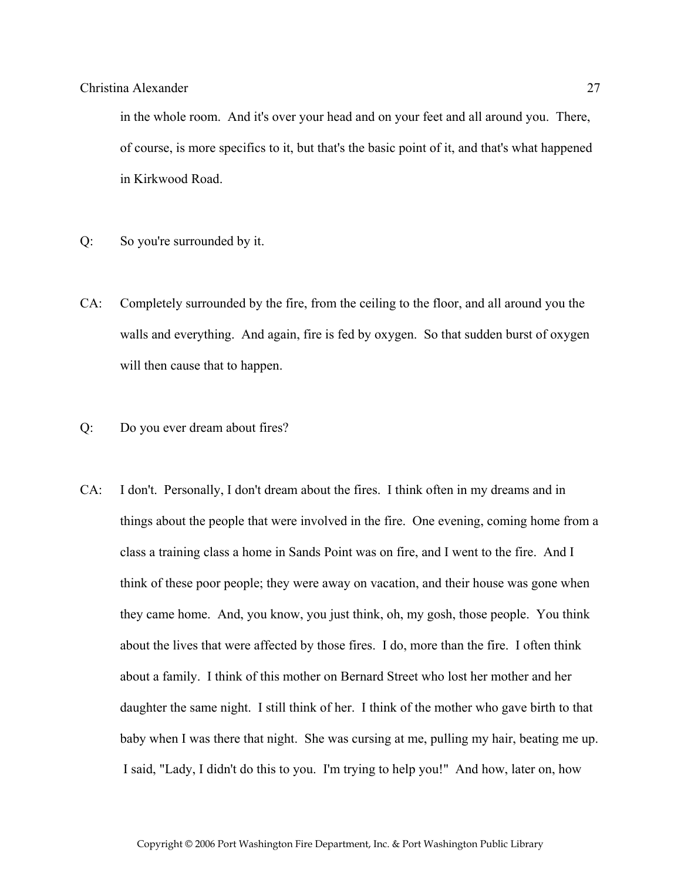in the whole room. And it's over your head and on your feet and all around you. There, of course, is more specifics to it, but that's the basic point of it, and that's what happened in Kirkwood Road.

Q: So you're surrounded by it.

CA: Completely surrounded by the fire, from the ceiling to the floor, and all around you the walls and everything. And again, fire is fed by oxygen. So that sudden burst of oxygen will then cause that to happen.

Q: Do you ever dream about fires?

CA: I don't. Personally, I don't dream about the fires. I think often in my dreams and in things about the people that were involved in the fire. One evening, coming home from a class a training class a home in Sands Point was on fire, and I went to the fire. And I think of these poor people; they were away on vacation, and their house was gone when they came home. And, you know, you just think, oh, my gosh, those people. You think about the lives that were affected by those fires. I do, more than the fire. I often think about a family. I think of this mother on Bernard Street who lost her mother and her daughter the same night. I still think of her. I think of the mother who gave birth to that baby when I was there that night. She was cursing at me, pulling my hair, beating me up. I said, "Lady, I didn't do this to you. I'm trying to help you!" And how, later on, how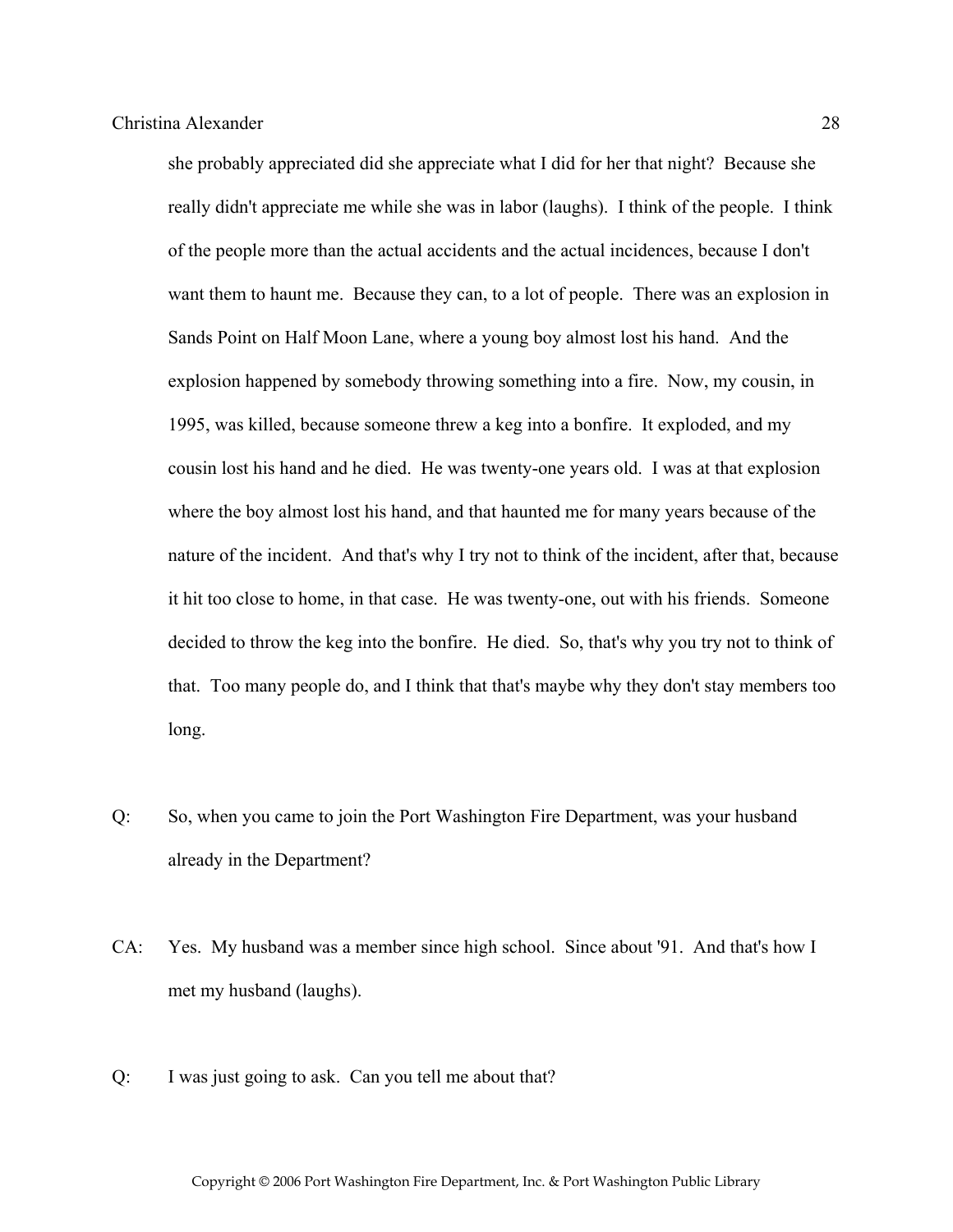she probably appreciated did she appreciate what I did for her that night? Because she really didn't appreciate me while she was in labor (laughs). I think of the people. I think of the people more than the actual accidents and the actual incidences, because I don't want them to haunt me. Because they can, to a lot of people. There was an explosion in Sands Point on Half Moon Lane, where a young boy almost lost his hand. And the explosion happened by somebody throwing something into a fire. Now, my cousin, in 1995, was killed, because someone threw a keg into a bonfire. It exploded, and my cousin lost his hand and he died. He was twenty-one years old. I was at that explosion where the boy almost lost his hand, and that haunted me for many years because of the nature of the incident. And that's why I try not to think of the incident, after that, because it hit too close to home, in that case. He was twenty-one, out with his friends. Someone decided to throw the keg into the bonfire. He died. So, that's why you try not to think of that. Too many people do, and I think that that's maybe why they don't stay members too long.

Q: So, when you came to join the Port Washington Fire Department, was your husband already in the Department?

CA: Yes. My husband was a member since high school. Since about '91. And that's how I met my husband (laughs).

Q: I was just going to ask. Can you tell me about that?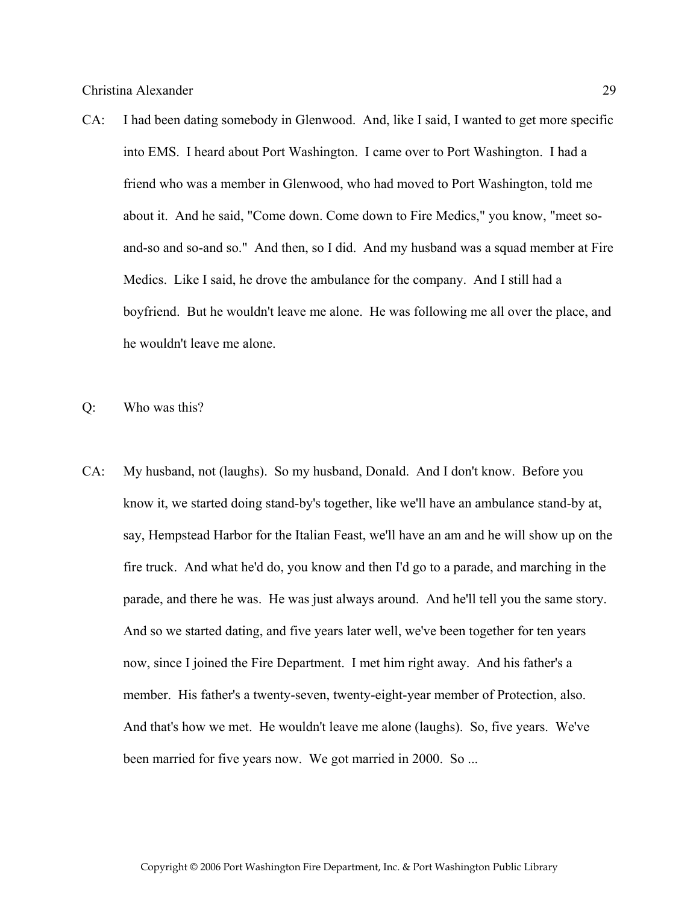CA: I had been dating somebody in Glenwood. And, like I said, I wanted to get more specific into EMS. I heard about Port Washington. I came over to Port Washington. I had a friend who was a member in Glenwood, who had moved to Port Washington, told me about it. And he said, "Come down. Come down to Fire Medics," you know, "meet so-and-so and so-and so." And then, so I did. And my husband was a squad member at Fire Medics. Like I said, he drove the ambulance for the company. And I still had a boyfriend. But he wouldn't leave me alone. He was following me all over the place, and he wouldn't leave me alone.

Q: Who was this?

CA: My husband, not (laughs). So my husband, Donald. And I don't know. Before you know it, we started doing stand-by's together, like we'll have an ambulance stand-by at, say, Hempstead Harbor for the Italian Feast, we'll have an am and he will show up on the fire truck. And what he'd do, you know and then I'd go to a parade, and marching in the parade, and there he was. He was just always around. And he'll tell you the same story. And so we started dating, and five years later well, we've been together for ten years now, since I joined the Fire Department. I met him right away. And his father's a member. His father's a twenty-seven, twenty-eight-year member of Protection, also. And that's how we met. He wouldn't leave me alone (laughs). So, five years. We've been married for five years now. We got married in 2000. So ...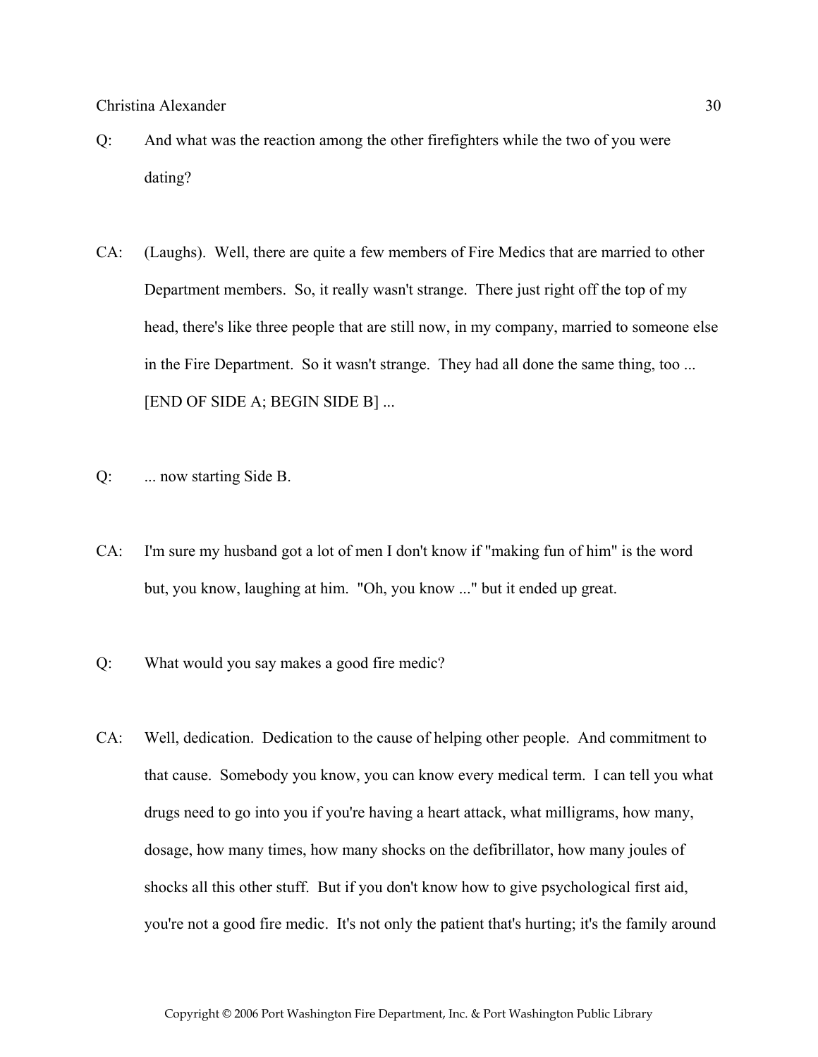Q: And what was the reaction among the other firefighters while the two of you were dating?

CA: (Laughs). Well, there are quite a few members of Fire Medics that are married to other Department members. So, it really wasn't strange. There just right off the top of my head, there's like three people that are still now, in my company, married to someone else in the Fire Department. So it wasn't strange. They had all done the same thing, too ... [END OF SIDE A; BEGIN SIDE B] ...

Q: ... now starting Side B.

CA: I'm sure my husband got a lot of men I don't know if "making fun of him" is the word but, you know, laughing at him. "Oh, you know ..." but it ended up great.

Q: What would you say makes a good fire medic?

CA: Well, dedication. Dedication to the cause of helping other people. And commitment to that cause. Somebody you know, you can know every medical term. I can tell you what drugs need to go into you if you're having a heart attack, what milligrams, how many, dosage, how many times, how many shocks on the defibrillator, how many joules of shocks all this other stuff. But if you don't know how to give psychological first aid, you're not a good fire medic. It's not only the patient that's hurting; it's the family around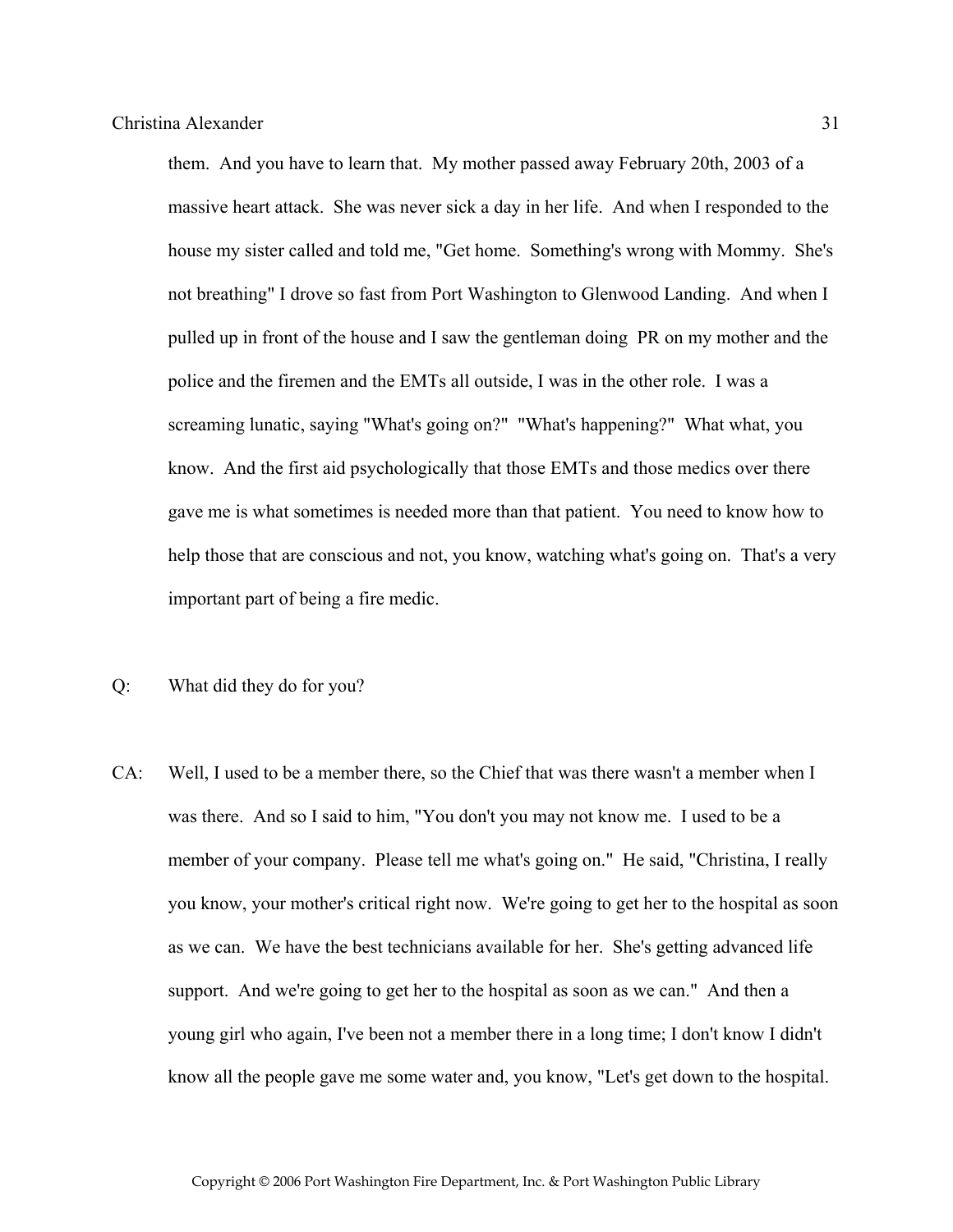them. And you have to learn that. My mother passed away February 20th, 2003 of a massive heart attack. She was never sick a day in her life. And when I responded to the house my sister called and told me, "Get home. Something's wrong with Mommy. She's not breathing" I drove so fast from Port Washington to Glenwood Landing. And when I pulled up in front of the house and I saw the gentleman doing PR on my mother and the police and the firemen and the EMTs all outside, I was in the other role. I was a screaming lunatic, saying "What's going on?" "What's happening?" What what, you know. And the first aid psychologically that those EMTs and those medics over there gave me is what sometimes is needed more than that patient. You need to know how to help those that are conscious and not, you know, watching what's going on. That's a very important part of being a fire medic.

Q: What did they do for you?

CA: Well, I used to be a member there, so the Chief that was there wasn't a member when I was there. And so I said to him, "You don't you may not know me. I used to be a member of your company. Please tell me what's going on." He said, "Christina, I really you know, your mother's critical right now. We're going to get her to the hospital as soon as we can. We have the best technicians available for her. She's getting advanced life support. And we're going to get her to the hospital as soon as we can." And then a young girl who again, I've been not a member there in a long time; I don't know I didn't know all the people gave me some water and, you know, "Let's get down to the hospital.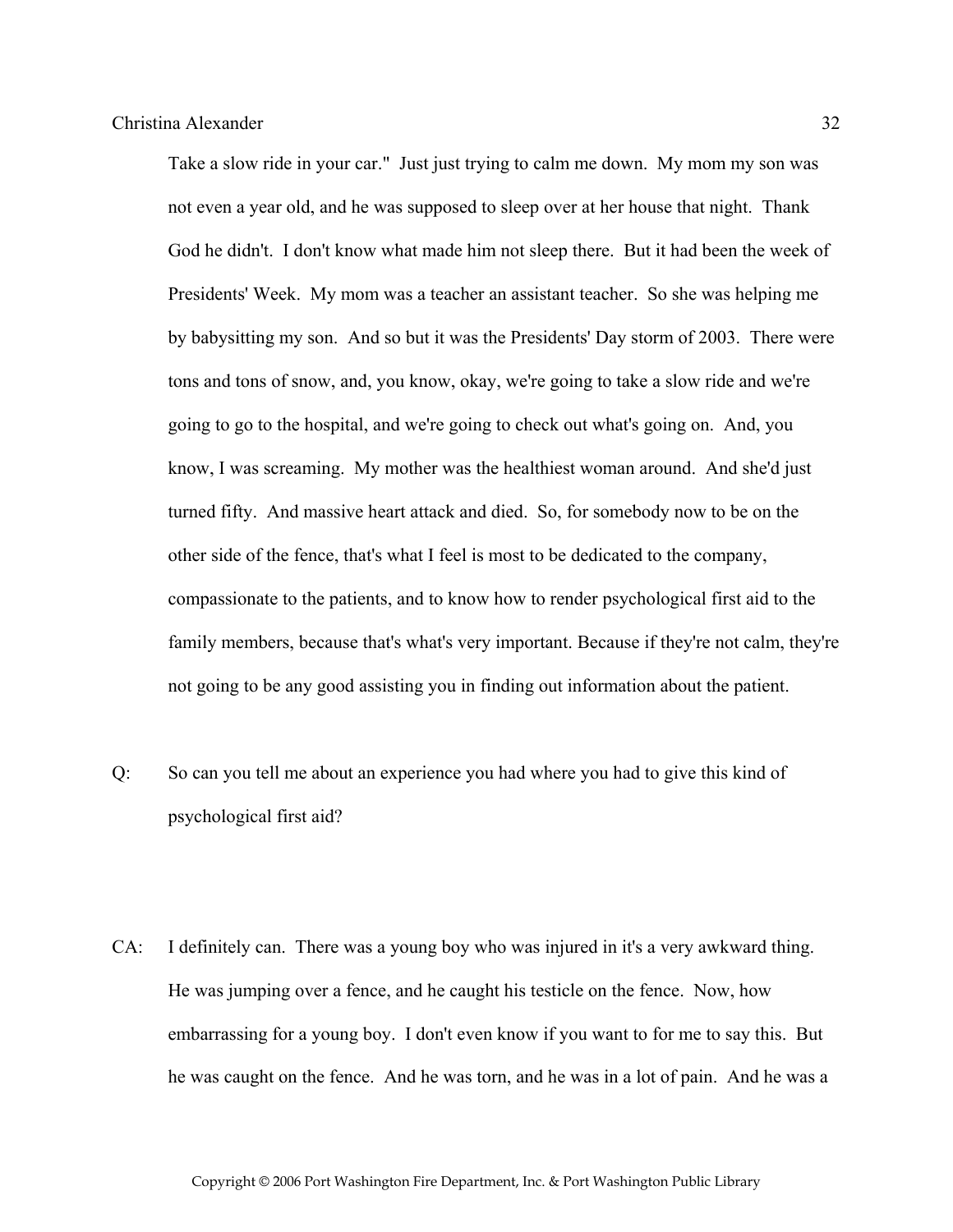Take a slow ride in your car." Just just trying to calm me down. My mom my son was not even a year old, and he was supposed to sleep over at her house that night. Thank God he didn't. I don't know what made him not sleep there. But it had been the week of Presidents' Week. My mom was a teacher an assistant teacher. So she was helping me by babysitting my son. And so but it was the Presidents' Day storm of 2003. There were tons and tons of snow, and, you know, okay, we're going to take a slow ride and we're going to go to the hospital, and we're going to check out what's going on. And, you know, I was screaming. My mother was the healthiest woman around. And she'd just turned fifty. And massive heart attack and died. So, for somebody now to be on the other side of the fence, that's what I feel is most to be dedicated to the company, compassionate to the patients, and to know how to render psychological first aid to the family members, because that's what's very important. Because if they're not calm, they're not going to be any good assisting you in finding out information about the patient.

Q: So can you tell me about an experience you had where you had to give this kind of psychological first aid?

CA: I definitely can. There was a young boy who was injured in it's a very awkward thing. He was jumping over a fence, and he caught his testicle on the fence. Now, how embarrassing for a young boy. I don't even know if you want to for me to say this. But he was caught on the fence. And he was torn, and he was in a lot of pain. And he was a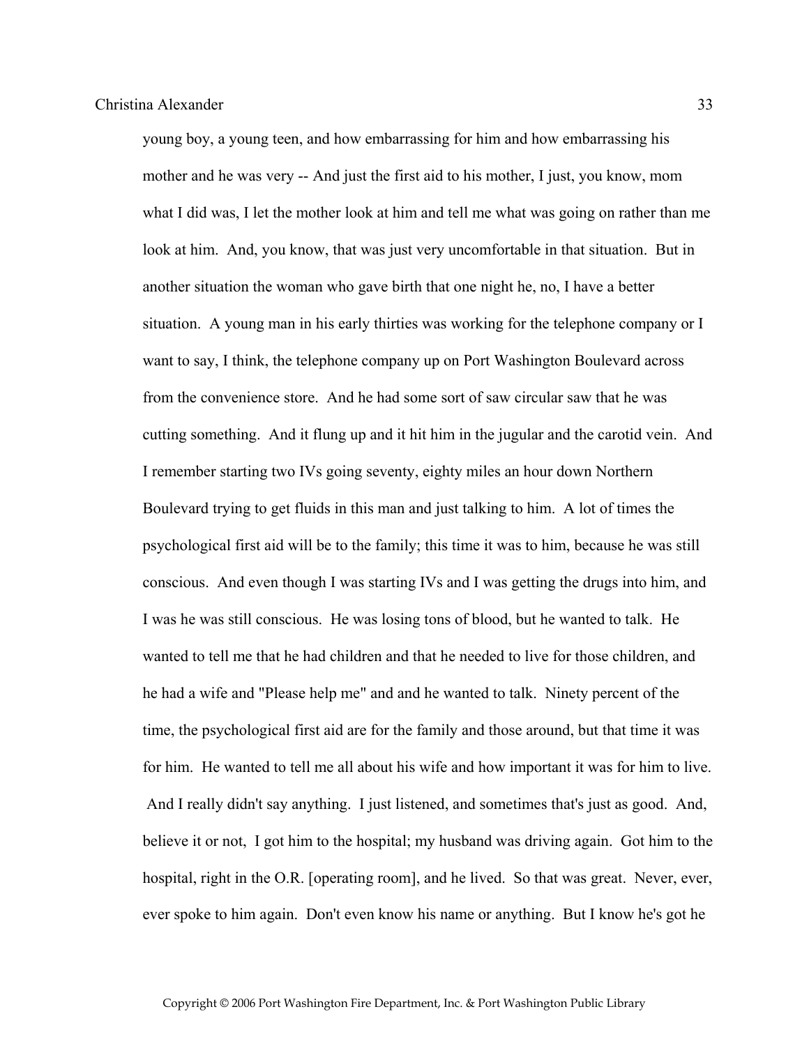young boy, a young teen, and how embarrassing for him and how embarrassing his mother and he was very -- And just the first aid to his mother, I just, you know, mom what I did was, I let the mother look at him and tell me what was going on rather than me look at him. And, you know, that was just very uncomfortable in that situation. But in another situation the woman who gave birth that one night he, no, I have a better situation. A young man in his early thirties was working for the telephone company or I want to say, I think, the telephone company up on Port Washington Boulevard across from the convenience store. And he had some sort of saw circular saw that he was cutting something. And it flung up and it hit him in the jugular and the carotid vein. And I remember starting two IVs going seventy, eighty miles an hour down Northern Boulevard trying to get fluids in this man and just talking to him. A lot of times the psychological first aid will be to the family; this time it was to him, because he was still conscious. And even though I was starting IVs and I was getting the drugs into him, and I was he was still conscious. He was losing tons of blood, but he wanted to talk. He wanted to tell me that he had children and that he needed to live for those children, and he had a wife and "Please help me" and and he wanted to talk. Ninety percent of the time, the psychological first aid are for the family and those around, but that time it was for him. He wanted to tell me all about his wife and how important it was for him to live. And I really didn't say anything. I just listened, and sometimes that's just as good. And, believe it or not, I got him to the hospital; my husband was driving again. Got him to the hospital, right in the O.R. [operating room], and he lived. So that was great. Never, ever, ever spoke to him again. Don't even know his name or anything. But I know he's got he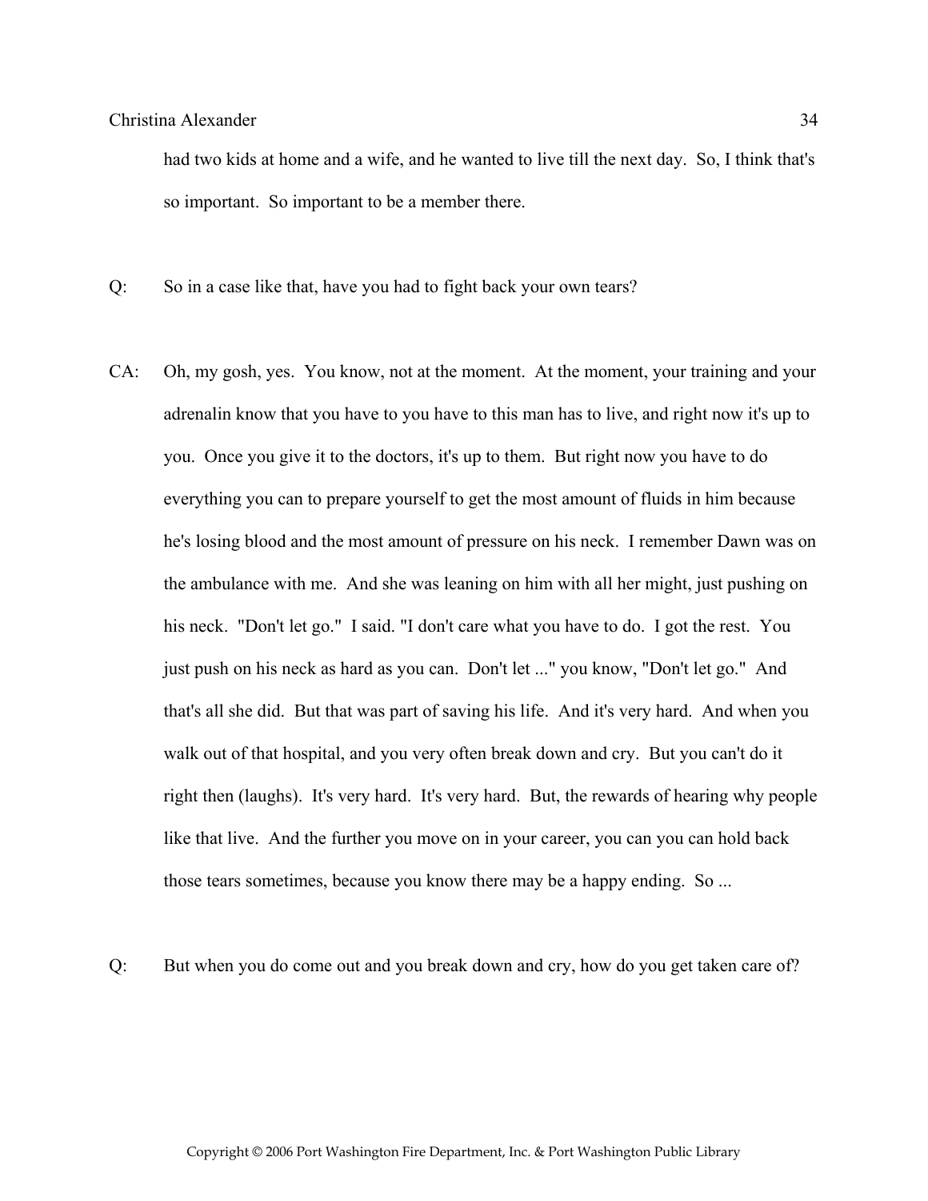had two kids at home and a wife, and he wanted to live till the next day. So, I think that's so important. So important to be a member there.

Q: So in a case like that, have you had to fight back your own tears?

CA: Oh, my gosh, yes. You know, not at the moment. At the moment, your training and your adrenalin know that you have to you have to this man has to live, and right now it's up to you. Once you give it to the doctors, it's up to them. But right now you have to do everything you can to prepare yourself to get the most amount of fluids in him because he's losing blood and the most amount of pressure on his neck. I remember Dawn was on the ambulance with me. And she was leaning on him with all her might, just pushing on his neck. "Don't let go." I said. "I don't care what you have to do. I got the rest. You just push on his neck as hard as you can. Don't let ..." you know, "Don't let go." And that's all she did. But that was part of saving his life. And it's very hard. And when you walk out of that hospital, and you very often break down and cry. But you can't do it right then (laughs). It's very hard. It's very hard. But, the rewards of hearing why people like that live. And the further you move on in your career, you can you can hold back those tears sometimes, because you know there may be a happy ending. So ...

Q: But when you do come out and you break down and cry, how do you get taken care of?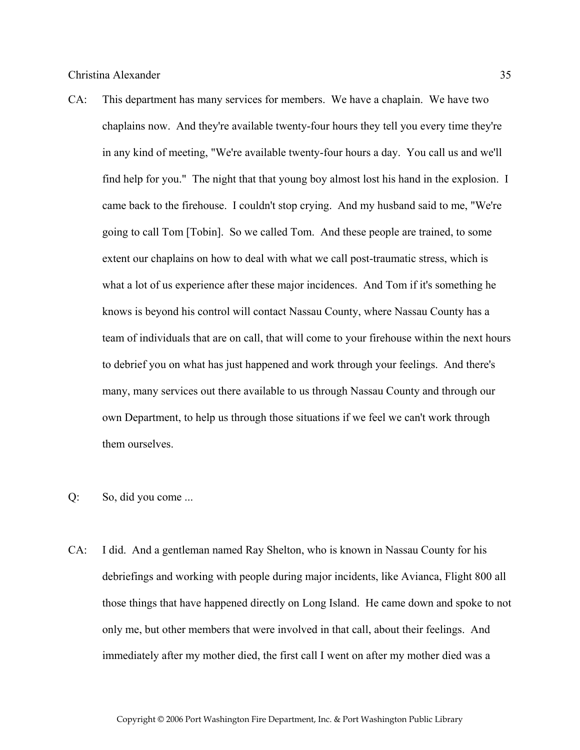CA: This department has many services for members. We have a chaplain. We have two chaplains now. And they're available twenty-four hours they tell you every time they're in any kind of meeting, "We're available twenty-four hours a day. You call us and we'll find help for you." The night that that young boy almost lost his hand in the explosion. I came back to the firehouse. I couldn't stop crying. And my husband said to me, "We're going to call Tom [Tobin]. So we called Tom. And these people are trained, to some extent our chaplains on how to deal with what we call post-traumatic stress, which is what a lot of us experience after these major incidences. And Tom if it's something he knows is beyond his control will contact Nassau County, where Nassau County has a team of individuals that are on call, that will come to your firehouse within the next hours to debrief you on what has just happened and work through your feelings. And there's many, many services out there available to us through Nassau County and through our own Department, to help us through those situations if we feel we can't work through them ourselves.

Q: So, did you come ...

CA: I did. And a gentleman named Ray Shelton, who is known in Nassau County for his debriefings and working with people during major incidents, like Avianca, Flight 800 all those things that have happened directly on Long Island. He came down and spoke to not only me, but other members that were involved in that call, about their feelings. And immediately after my mother died, the first call I went on after my mother died was a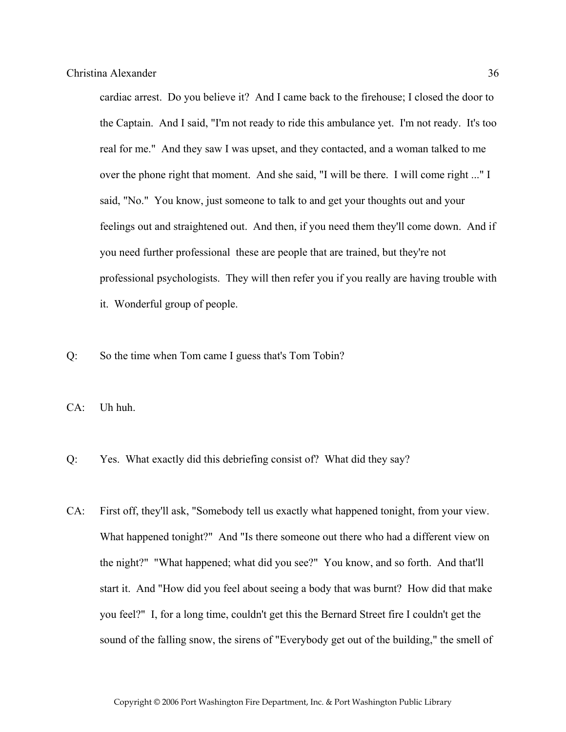cardiac arrest. Do you believe it? And I came back to the firehouse; I closed the door to the Captain. And I said, "I'm not ready to ride this ambulance yet. I'm not ready. It's too real for me." And they saw I was upset, and they contacted, and a woman talked to me over the phone right that moment. And she said, "I will be there. I will come right ..." I said, "No." You know, just someone to talk to and get your thoughts out and your feelings out and straightened out. And then, if you need them they'll come down. And if you need further professional these are people that are trained, but they're not professional psychologists. They will then refer you if you really are having trouble with it. Wonderful group of people.

Q: So the time when Tom came I guess that's Tom Tobin?

CA: Uh huh.

Q: Yes. What exactly did this debriefing consist of? What did they say?

CA: First off, they'll ask, "Somebody tell us exactly what happened tonight, from your view. What happened tonight?" And "Is there someone out there who had a different view on the night?" "What happened; what did you see?" You know, and so forth. And that'll start it. And "How did you feel about seeing a body that was burnt? How did that make you feel?" I, for a long time, couldn't get this the Bernard Street fire I couldn't get the sound of the falling snow, the sirens of "Everybody get out of the building," the smell of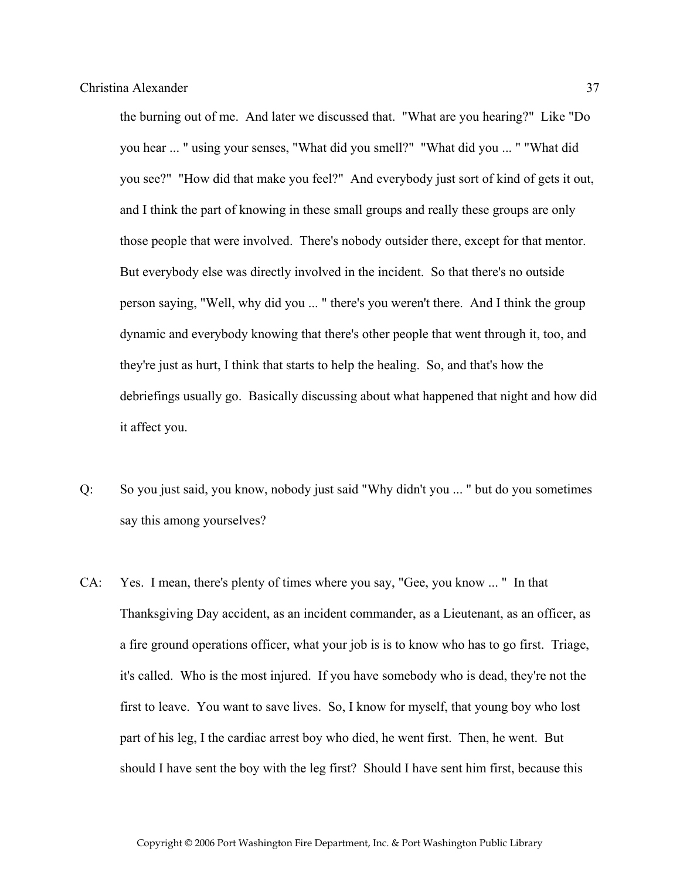the burning out of me. And later we discussed that. "What are you hearing?" Like "Do you hear ... " using your senses, "What did you smell?" "What did you ... " "What did you see?" "How did that make you feel?" And everybody just sort of kind of gets it out, and I think the part of knowing in these small groups and really these groups are only those people that were involved. There's nobody outsider there, except for that mentor. But everybody else was directly involved in the incident. So that there's no outside person saying, "Well, why did you ... " there's you weren't there. And I think the group dynamic and everybody knowing that there's other people that went through it, too, and they're just as hurt, I think that starts to help the healing. So, and that's how the debriefings usually go. Basically discussing about what happened that night and how did it affect you.

Q: So you just said, you know, nobody just said "Why didn't you ... " but do you sometimes say this among yourselves?

CA: Yes. I mean, there's plenty of times where you say, "Gee, you know ... " In that Thanksgiving Day accident, as an incident commander, as a Lieutenant, as an officer, as a fire ground operations officer, what your job is is to know who has to go first. Triage, it's called. Who is the most injured. If you have somebody who is dead, they're not the first to leave. You want to save lives. So, I know for myself, that young boy who lost part of his leg, I the cardiac arrest boy who died, he went first. Then, he went. But should I have sent the boy with the leg first? Should I have sent him first, because this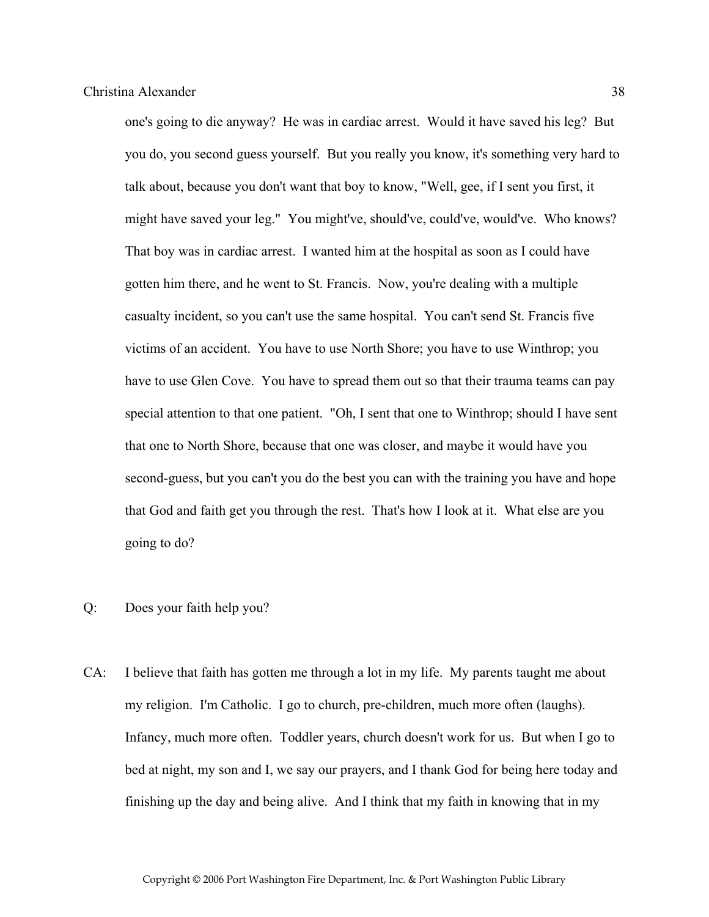one's going to die anyway? He was in cardiac arrest. Would it have saved his leg? But you do, you second guess yourself. But you really you know, it's something very hard to talk about, because you don't want that boy to know, "Well, gee, if I sent you first, it might have saved your leg." You might've, should've, could've, would've. Who knows? That boy was in cardiac arrest. I wanted him at the hospital as soon as I could have gotten him there, and he went to St. Francis. Now, you're dealing with a multiple casualty incident, so you can't use the same hospital. You can't send St. Francis five victims of an accident. You have to use North Shore; you have to use Winthrop; you have to use Glen Cove. You have to spread them out so that their trauma teams can pay special attention to that one patient. "Oh, I sent that one to Winthrop; should I have sent that one to North Shore, because that one was closer, and maybe it would have you second-guess, but you can't you do the best you can with the training you have and hope that God and faith get you through the rest. That's how I look at it. What else are you going to do?

Q: Does your faith help you?

CA: I believe that faith has gotten me through a lot in my life. My parents taught me about my religion. I'm Catholic. I go to church, pre-children, much more often (laughs). Infancy, much more often. Toddler years, church doesn't work for us. But when I go to bed at night, my son and I, we say our prayers, and I thank God for being here today and finishing up the day and being alive. And I think that my faith in knowing that in my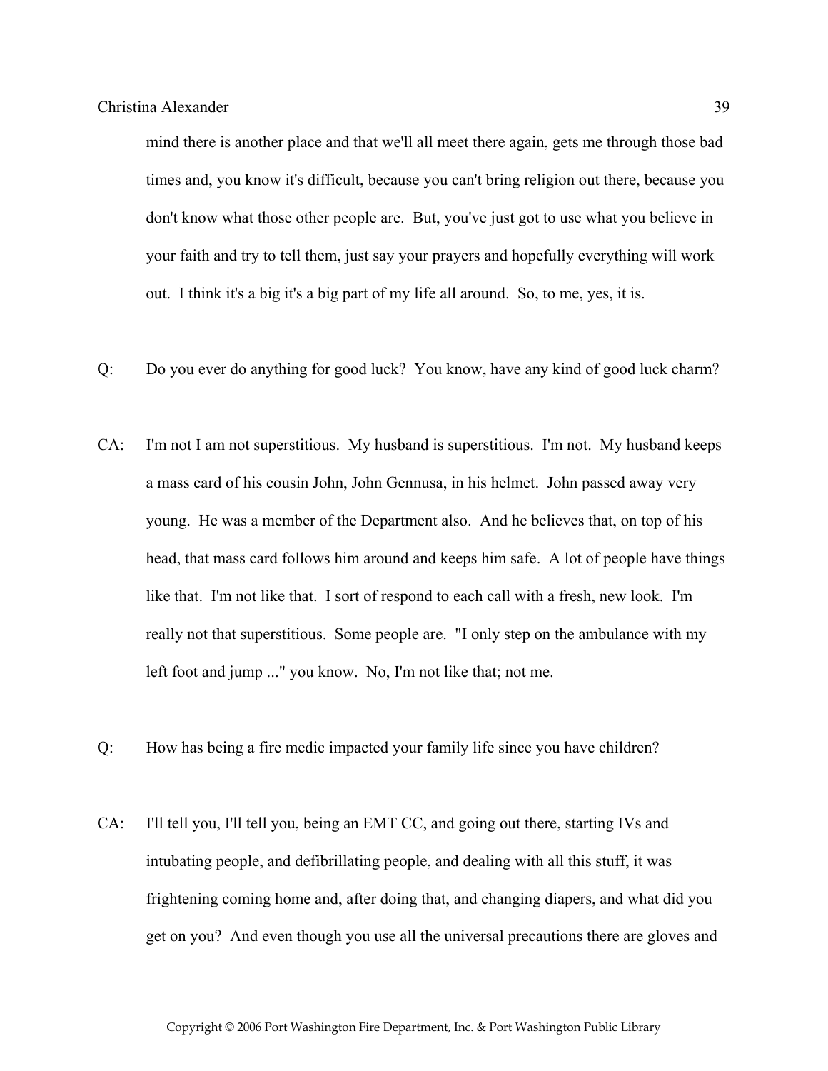mind there is another place and that we'll all meet there again, gets me through those bad times and, you know it's difficult, because you can't bring religion out there, because you don't know what those other people are. But, you've just got to use what you believe in your faith and try to tell them, just say your prayers and hopefully everything will work out. I think it's a big it's a big part of my life all around. So, to me, yes, it is.

Q: Do you ever do anything for good luck? You know, have any kind of good luck charm?

CA: I'm not I am not superstitious. My husband is superstitious. I'm not. My husband keeps a mass card of his cousin John, John Gennusa, in his helmet. John passed away very young. He was a member of the Department also. And he believes that, on top of his head, that mass card follows him around and keeps him safe. A lot of people have things like that. I'm not like that. I sort of respond to each call with a fresh, new look. I'm really not that superstitious. Some people are. "I only step on the ambulance with my left foot and jump ..." you know. No, I'm not like that; not me.

Q: How has being a fire medic impacted your family life since you have children?

CA: I'll tell you, I'll tell you, being an EMT CC, and going out there, starting IVs and intubating people, and defibrillating people, and dealing with all this stuff, it was frightening coming home and, after doing that, and changing diapers, and what did you get on you? And even though you use all the universal precautions there are gloves and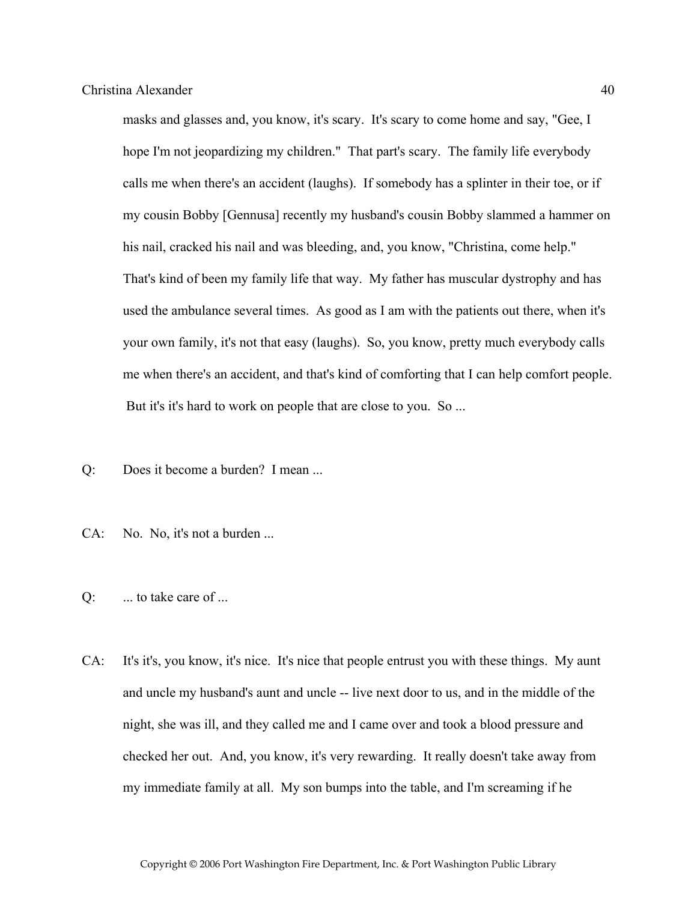masks and glasses and, you know, it's scary. It's scary to come home and say, "Gee, I hope I'm not jeopardizing my children." That part's scary. The family life everybody calls me when there's an accident (laughs). If somebody has a splinter in their toe, or if my cousin Bobby [Gennusa] recently my husband's cousin Bobby slammed a hammer on his nail, cracked his nail and was bleeding, and, you know, "Christina, come help." That's kind of been my family life that way. My father has muscular dystrophy and has used the ambulance several times. As good as I am with the patients out there, when it's your own family, it's not that easy (laughs). So, you know, pretty much everybody calls me when there's an accident, and that's kind of comforting that I can help comfort people. But it's it's hard to work on people that are close to you. So ...

Q: Does it become a burden? I mean ...

CA: No. No, it's not a burden ...

Q: ... to take care of ...

CA: It's it's, you know, it's nice. It's nice that people entrust you with these things. My aunt and uncle my husband's aunt and uncle -- live next door to us, and in the middle of the night, she was ill, and they called me and I came over and took a blood pressure and checked her out. And, you know, it's very rewarding. It really doesn't take away from my immediate family at all. My son bumps into the table, and I'm screaming if he

Copyright © 2006 Port Washington Fire Department, Inc. & Port Washington Public Library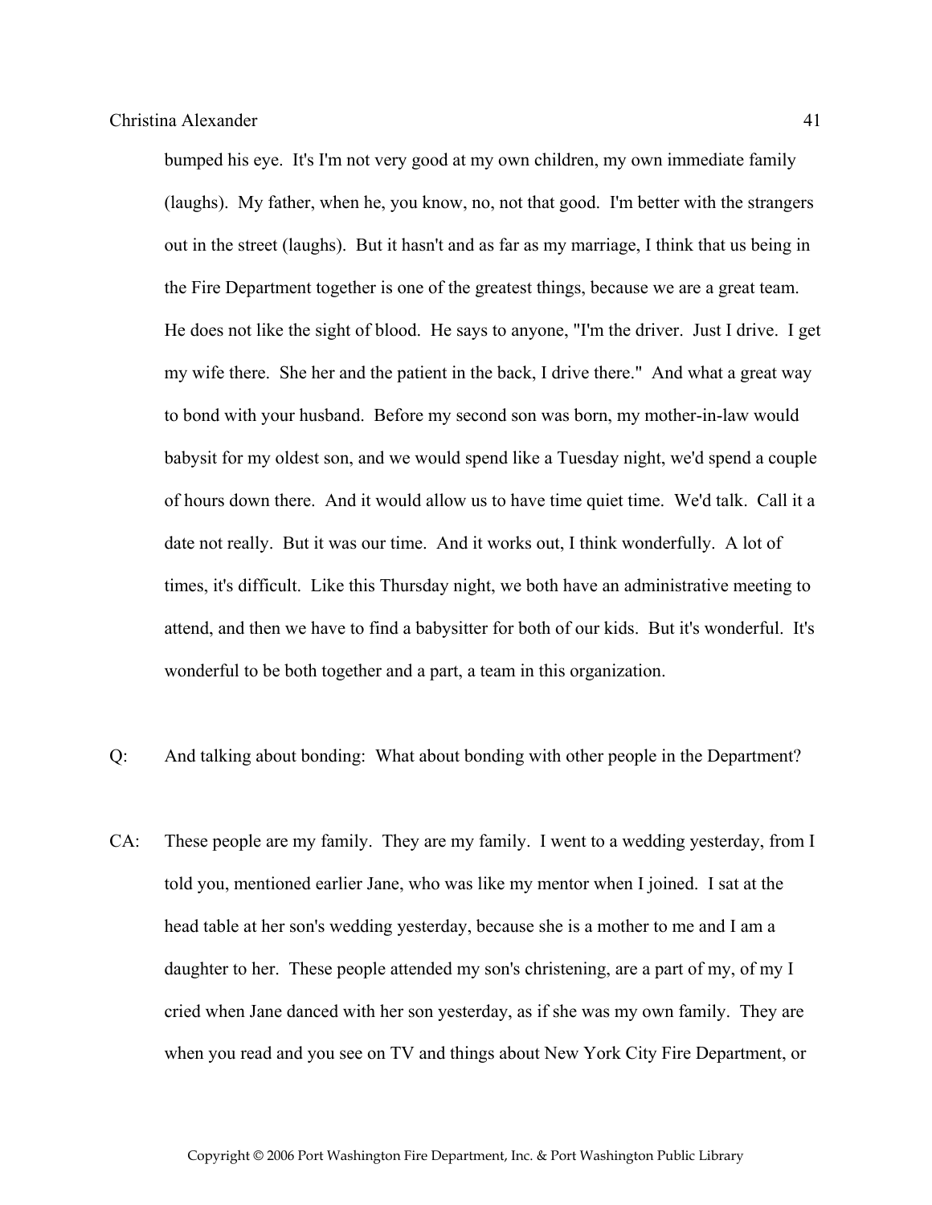bumped his eye. It's I'm not very good at my own children, my own immediate family (laughs). My father, when he, you know, no, not that good. I'm better with the strangers out in the street (laughs). But it hasn't and as far as my marriage, I think that us being in the Fire Department together is one of the greatest things, because we are a great team. He does not like the sight of blood. He says to anyone, "I'm the driver. Just I drive. I get my wife there. She her and the patient in the back, I drive there." And what a great way to bond with your husband. Before my second son was born, my mother-in-law would babysit for my oldest son, and we would spend like a Tuesday night, we'd spend a couple of hours down there. And it would allow us to have time quiet time. We'd talk. Call it a date not really. But it was our time. And it works out, I think wonderfully. A lot of times, it's difficult. Like this Thursday night, we both have an administrative meeting to attend, and then we have to find a babysitter for both of our kids. But it's wonderful. It's wonderful to be both together and a part, a team in this organization.

Q: And talking about bonding: What about bonding with other people in the Department?

CA: These people are my family. They are my family. I went to a wedding yesterday, from I told you, mentioned earlier Jane, who was like my mentor when I joined. I sat at the head table at her son's wedding yesterday, because she is a mother to me and I am a daughter to her. These people attended my son's christening, are a part of my, of my I cried when Jane danced with her son yesterday, as if she was my own family. They are when you read and you see on TV and things about New York City Fire Department, or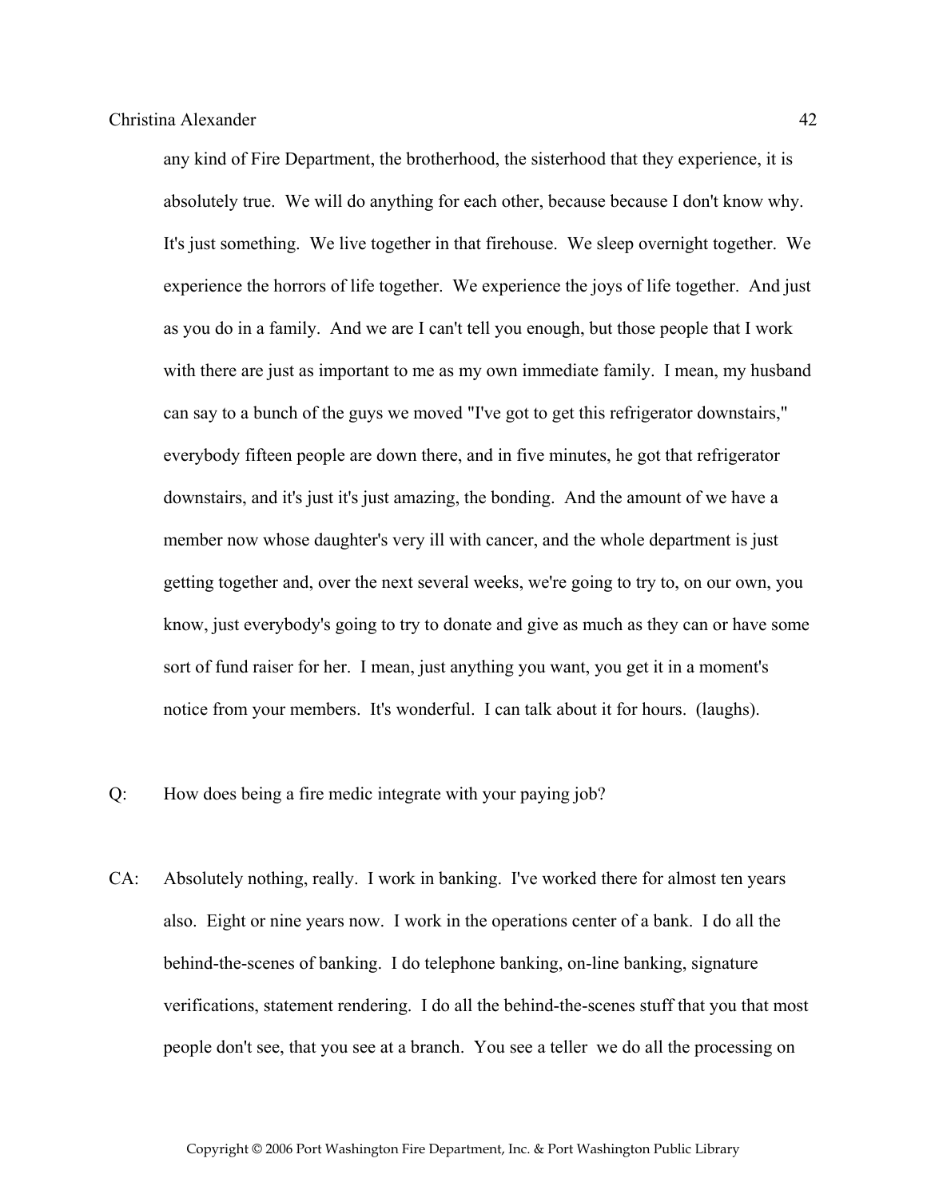any kind of Fire Department, the brotherhood, the sisterhood that they experience, it is absolutely true. We will do anything for each other, because because I don't know why. It's just something. We live together in that firehouse. We sleep overnight together. We experience the horrors of life together. We experience the joys of life together. And just as you do in a family. And we are I can't tell you enough, but those people that I work with there are just as important to me as my own immediate family. I mean, my husband can say to a bunch of the guys we moved "I've got to get this refrigerator downstairs," everybody fifteen people are down there, and in five minutes, he got that refrigerator downstairs, and it's just it's just amazing, the bonding. And the amount of we have a member now whose daughter's very ill with cancer, and the whole department is just getting together and, over the next several weeks, we're going to try to, on our own, you know, just everybody's going to try to donate and give as much as they can or have some sort of fund raiser for her. I mean, just anything you want, you get it in a moment's notice from your members. It's wonderful. I can talk about it for hours. (laughs).

Q: How does being a fire medic integrate with your paying job?

CA: Absolutely nothing, really. I work in banking. I've worked there for almost ten years also. Eight or nine years now. I work in the operations center of a bank. I do all the behind-the-scenes of banking. I do telephone banking, on-line banking, signature verifications, statement rendering. I do all the behind-the-scenes stuff that you that most people don't see, that you see at a branch. You see a teller we do all the processing on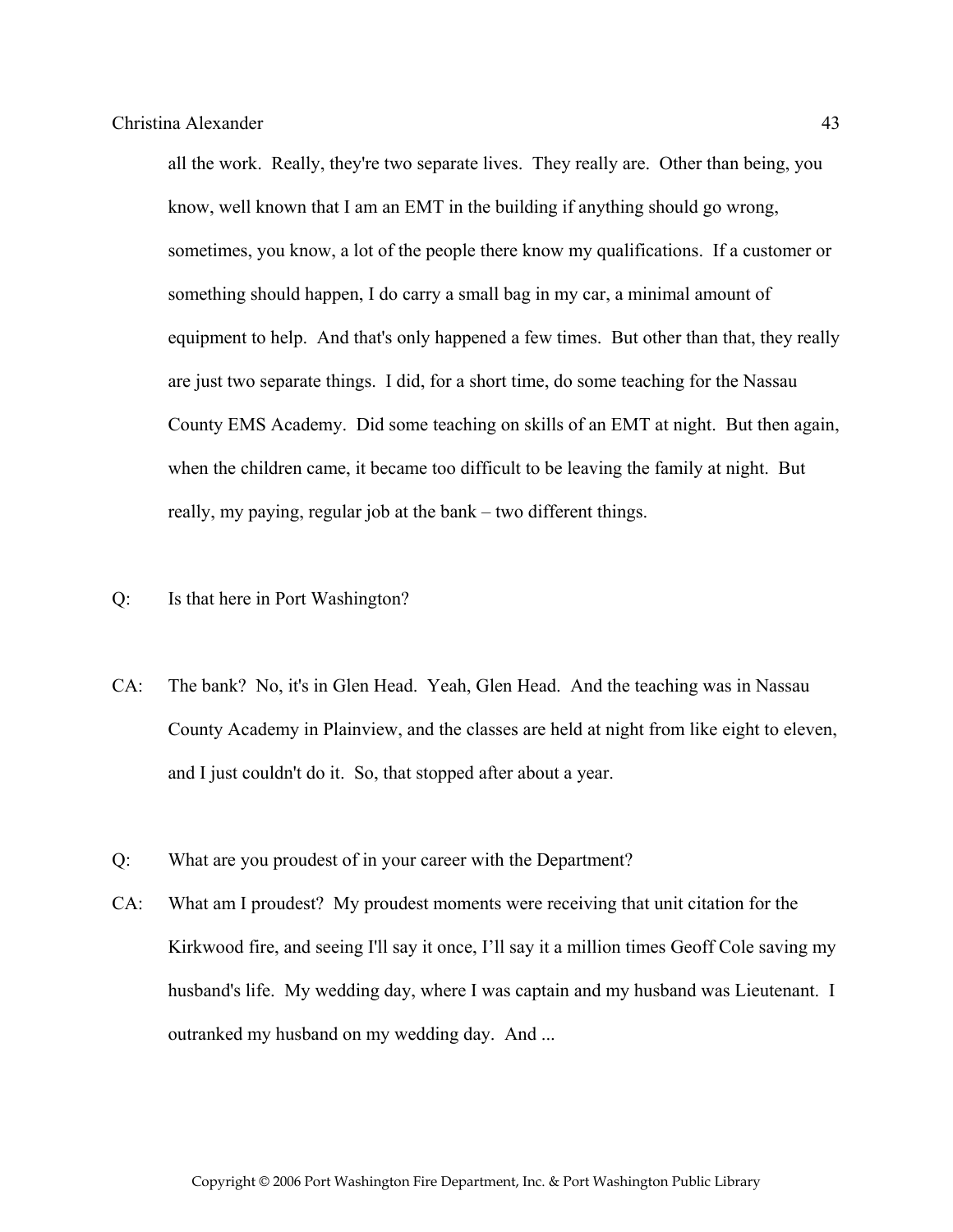all the work. Really, they're two separate lives. They really are. Other than being, you know, well known that I am an EMT in the building if anything should go wrong, sometimes, you know, a lot of the people there know my qualifications. If a customer or something should happen, I do carry a small bag in my car, a minimal amount of equipment to help. And that's only happened a few times. But other than that, they really are just two separate things. I did, for a short time, do some teaching for the Nassau County EMS Academy. Did some teaching on skills of an EMT at night. But then again, when the children came, it became too difficult to be leaving the family at night. But really, my paying, regular job at the bank – two different things.

Q: Is that here in Port Washington?

CA: The bank? No, it's in Glen Head. Yeah, Glen Head. And the teaching was in Nassau County Academy in Plainview, and the classes are held at night from like eight to eleven, and I just couldn't do it. So, that stopped after about a year.

Q: What are you proudest of in your career with the Department?

CA: What am I proudest? My proudest moments were receiving that unit citation for the Kirkwood fire, and seeing I'll say it once, I'll say it a million times Geoff Cole saving my husband's life. My wedding day, where I was captain and my husband was Lieutenant. I outranked my husband on my wedding day. And ...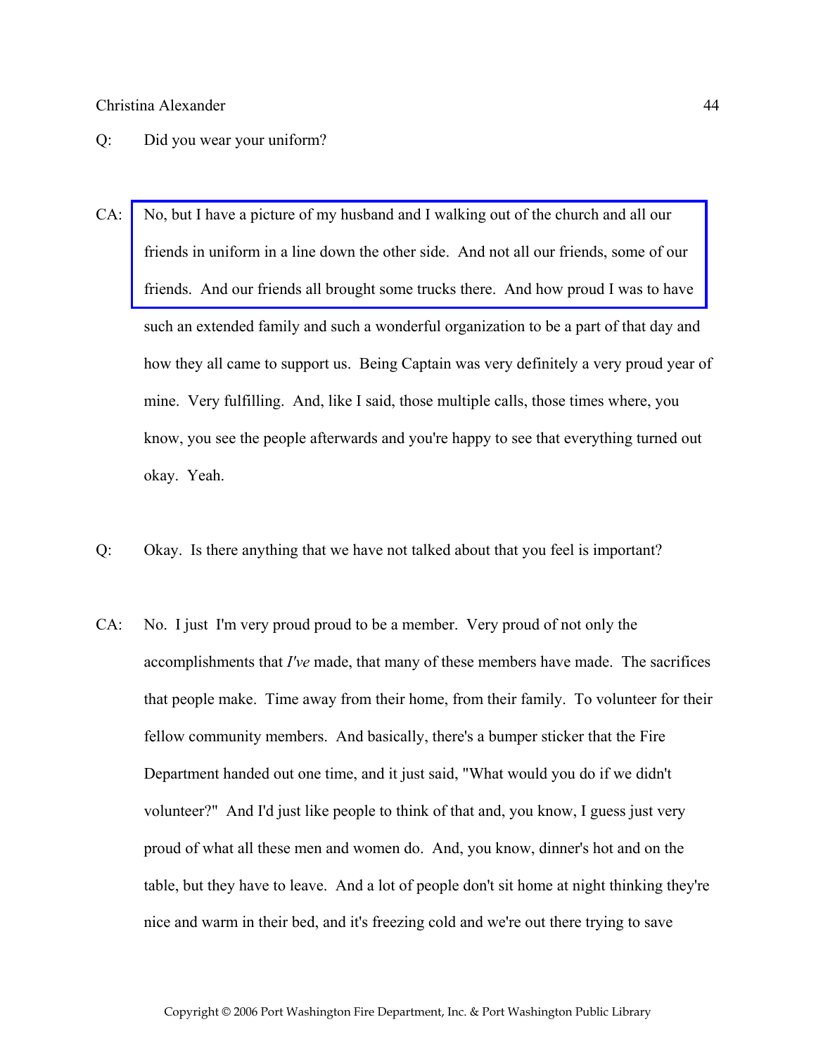Q: Did you wear your uniform?

CA: No, but I have a picture of my husband and I walking out of the church and all our friends in uniform in a line down the other side. And not all our friends, some of our friends. And our friends all brought some trucks there. And how proud I was to have such an extended family and such a wonderful organization to be a part of that day and how they all came to support us. Being Captain was very definitely a very proud year of mine. Very fulfilling. And, like I said, those multiple calls, those times where, you know, you see the people afterwards and you're happy to see that everything turned out okay. Yeah.

Q: Okay. Is there anything that we have not talked about that you feel is important?

CA: No. I just I'm very proud proud to be a member. Very proud of not only the accomplishments that *I've* made, that many of these members have made. The sacrifices that people make. Time away from their home, from their family. To volunteer for their fellow community members. And basically, there's a bumper sticker that the Fire Department handed out one time, and it just said, "What would you do if we didn't volunteer?" And I'd just like people to think of that and, you know, I guess just very proud of what all these men and women do. And, you know, dinner's hot and on the table, but they have to leave. And a lot of people don't sit home at night thinking they're nice and warm in their bed, and it's freezing cold and we're out there trying to save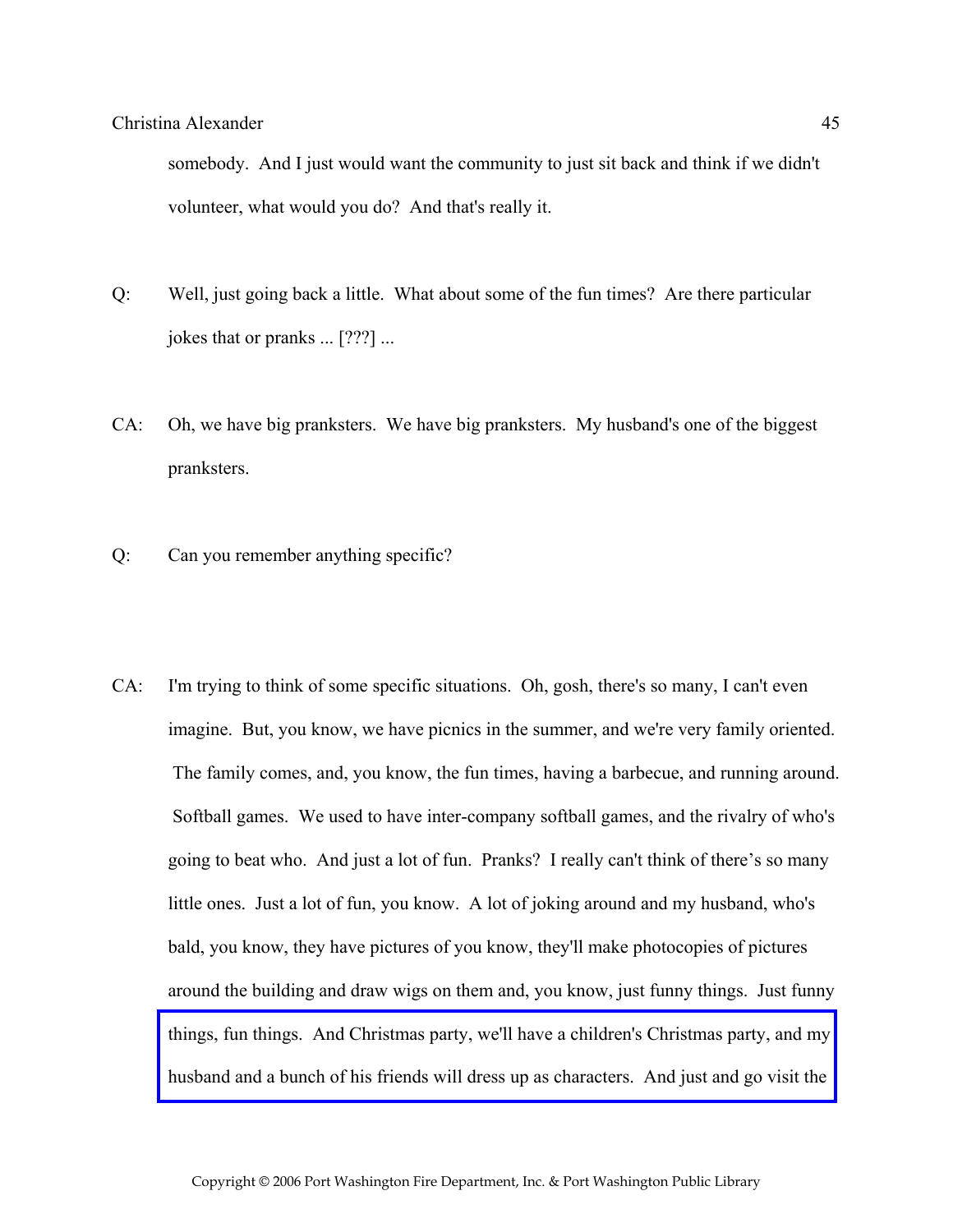somebody. And I just would want the community to just sit back and think if we didn't volunteer, what would you do? And that's really it.

Q: Well, just going back a little. What about some of the fun times? Are there particular jokes that or pranks ... [???] ...

CA: Oh, we have big pranksters. We have big pranksters. My husband's one of the biggest pranksters.

Q: Can you remember anything specific?

CA: I'm trying to think of some specific situations. Oh, gosh, there's so many, I can't even imagine. But, you know, we have picnics in the summer, and we're very family oriented. The family comes, and, you know, the fun times, having a barbecue, and running around. Softball games. We used to have inter-company softball games, and the rivalry of who's going to beat who. And just a lot of fun. Pranks? I really can't think of there's so many little ones. Just a lot of fun, you know. A lot of joking around and my husband, who's bald, you know, they have pictures of you know, they'll make photocopies of pictures around the building and draw wigs on them and, you know, just funny things. Just funny things, fun things. And Christmas party, we'll have a children's Christmas party, and my husband and a bunch of his friends will dress up as characters. And just and go visit the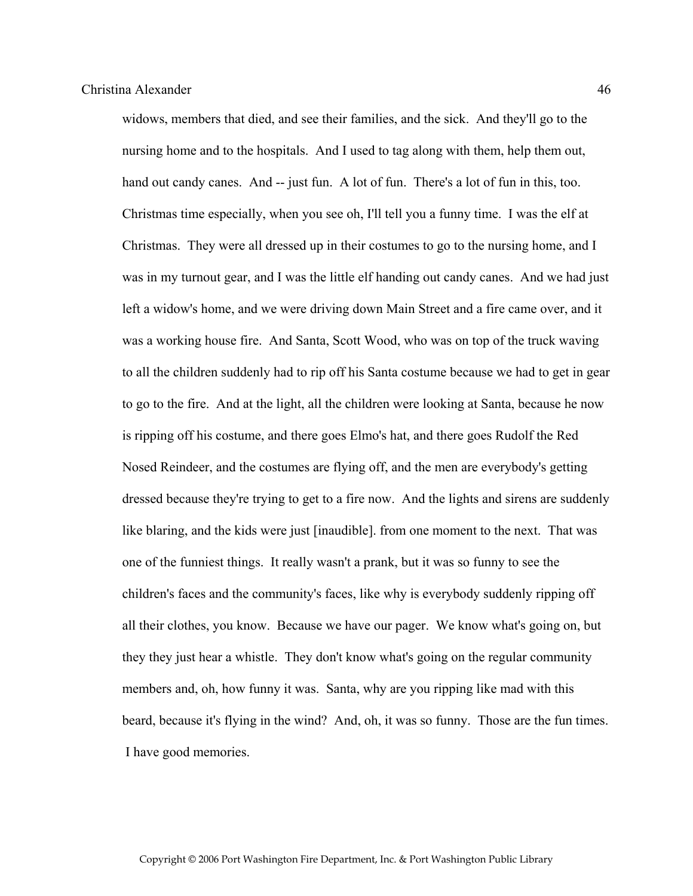widows, members that died, and see their families, and the sick. And they'll go to the nursing home and to the hospitals. And I used to tag along with them, help them out, hand out candy canes. And -- just fun. A lot of fun. There's a lot of fun in this, too. Christmas time especially, when you see oh, I'll tell you a funny time. I was the elf at Christmas. They were all dressed up in their costumes to go to the nursing home, and I was in my turnout gear, and I was the little elf handing out candy canes. And we had just left a widow's home, and we were driving down Main Street and a fire came over, and it was a working house fire. And Santa, Scott Wood, who was on top of the truck waving to all the children suddenly had to rip off his Santa costume because we had to get in gear to go to the fire. And at the light, all the children were looking at Santa, because he now is ripping off his costume, and there goes Elmo's hat, and there goes Rudolf the Red Nosed Reindeer, and the costumes are flying off, and the men are everybody's getting dressed because they're trying to get to a fire now. And the lights and sirens are suddenly like blaring, and the kids were just [inaudible]. from one moment to the next. That was one of the funniest things. It really wasn't a prank, but it was so funny to see the children's faces and the community's faces, like why is everybody suddenly ripping off all their clothes, you know. Because we have our pager. We know what's going on, but they they just hear a whistle. They don't know what's going on the regular community members and, oh, how funny it was. Santa, why are you ripping like mad with this beard, because it's flying in the wind? And, oh, it was so funny. Those are the fun times. I have good memories.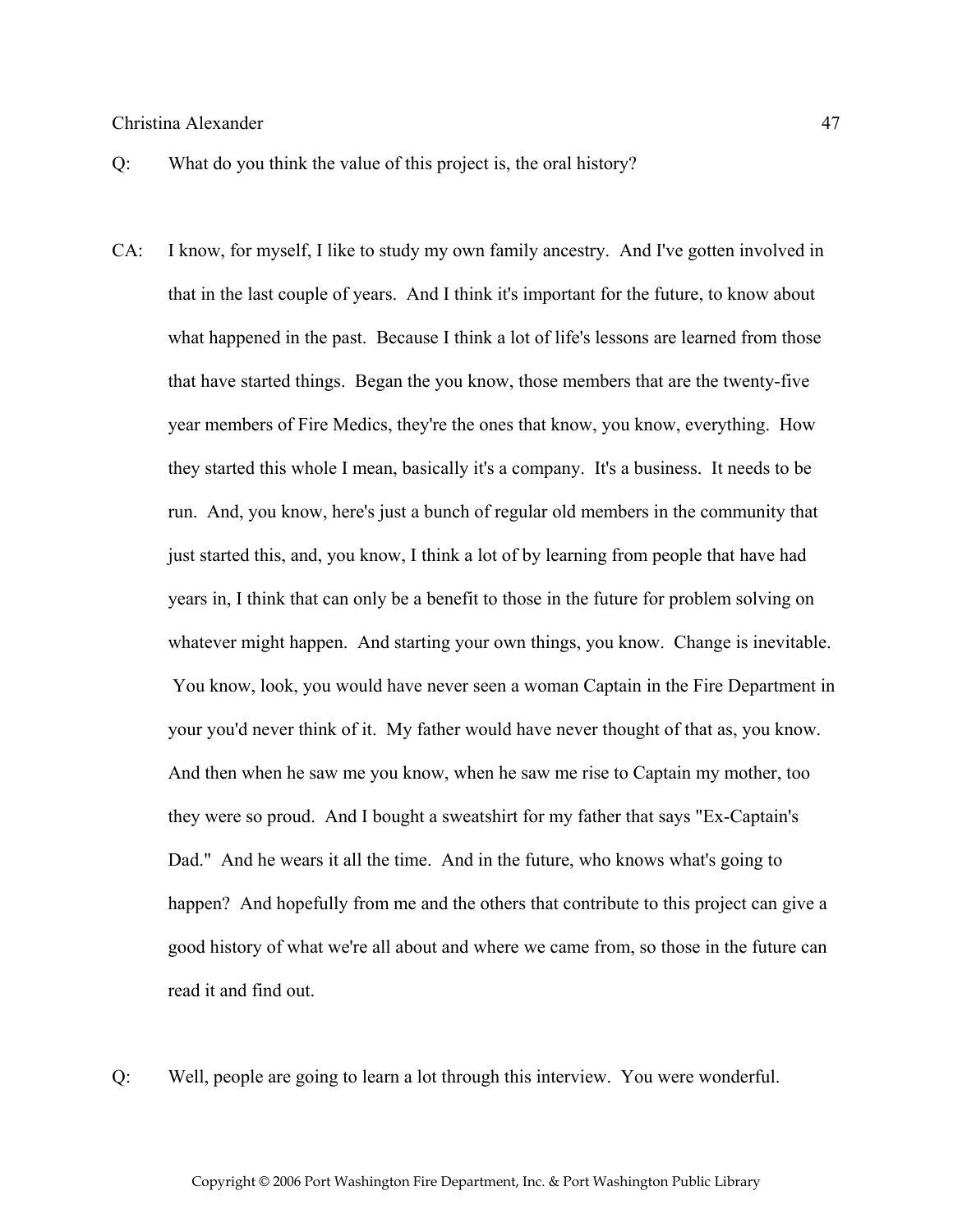Q: What do you think the value of this project is, the oral history?

CA: I know, for myself, I like to study my own family ancestry. And I've gotten involved in that in the last couple of years. And I think it's important for the future, to know about what happened in the past. Because I think a lot of life's lessons are learned from those that have started things. Began the you know, those members that are the twenty-five year members of Fire Medics, they're the ones that know, you know, everything. How they started this whole I mean, basically it's a company. It's a business. It needs to be run. And, you know, here's just a bunch of regular old members in the community that just started this, and, you know, I think a lot of by learning from people that have had years in, I think that can only be a benefit to those in the future for problem solving on whatever might happen. And starting your own things, you know. Change is inevitable. You know, look, you would have never seen a woman Captain in the Fire Department in your you'd never think of it. My father would have never thought of that as, you know. And then when he saw me you know, when he saw me rise to Captain my mother, too they were so proud. And I bought a sweatshirt for my father that says "Ex-Captain's Dad." And he wears it all the time. And in the future, who knows what's going to happen? And hopefully from me and the others that contribute to this project can give a good history of what we're all about and where we came from, so those in the future can read it and find out.

Q: Well, people are going to learn a lot through this interview. You were wonderful.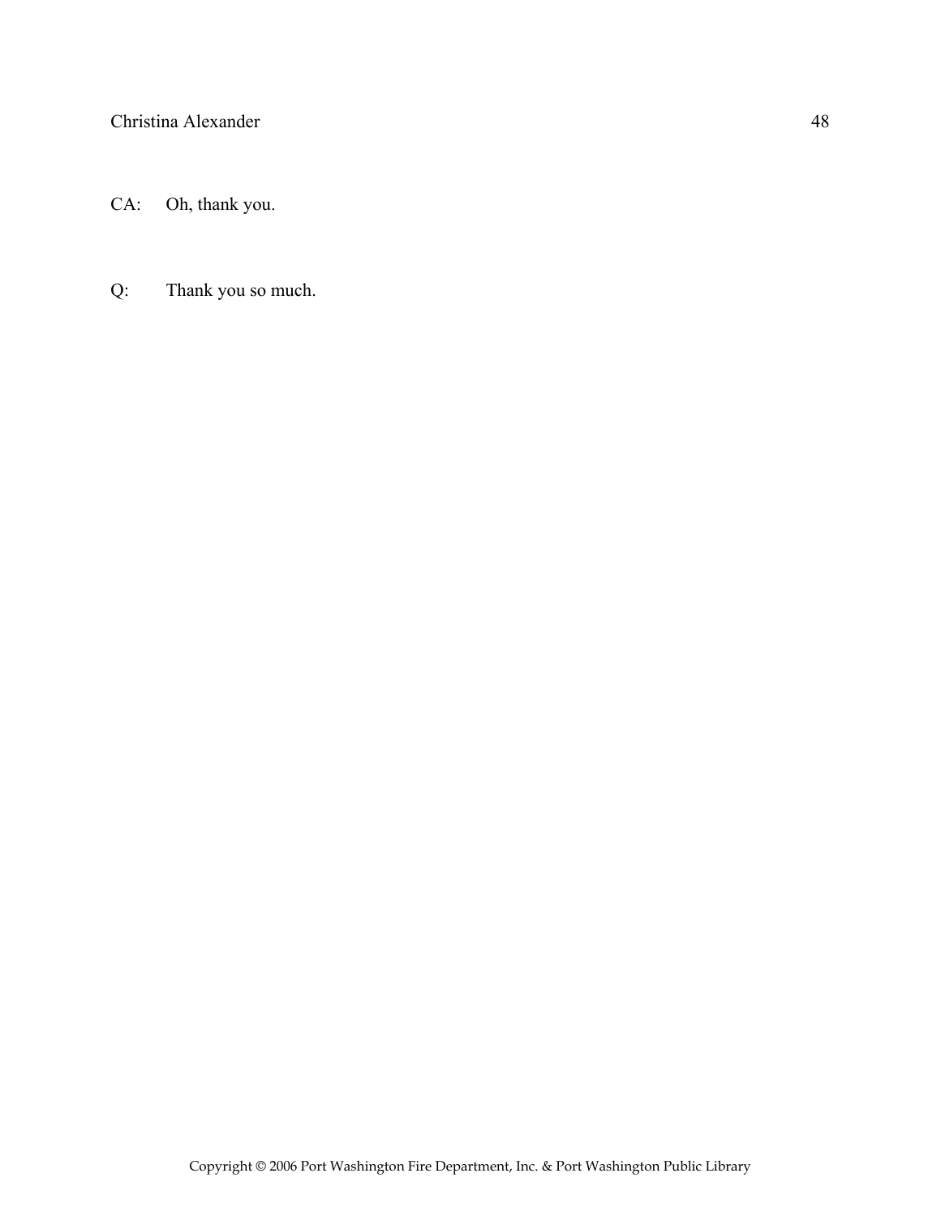CA: Oh, thank you.

Q: Thank you so much.